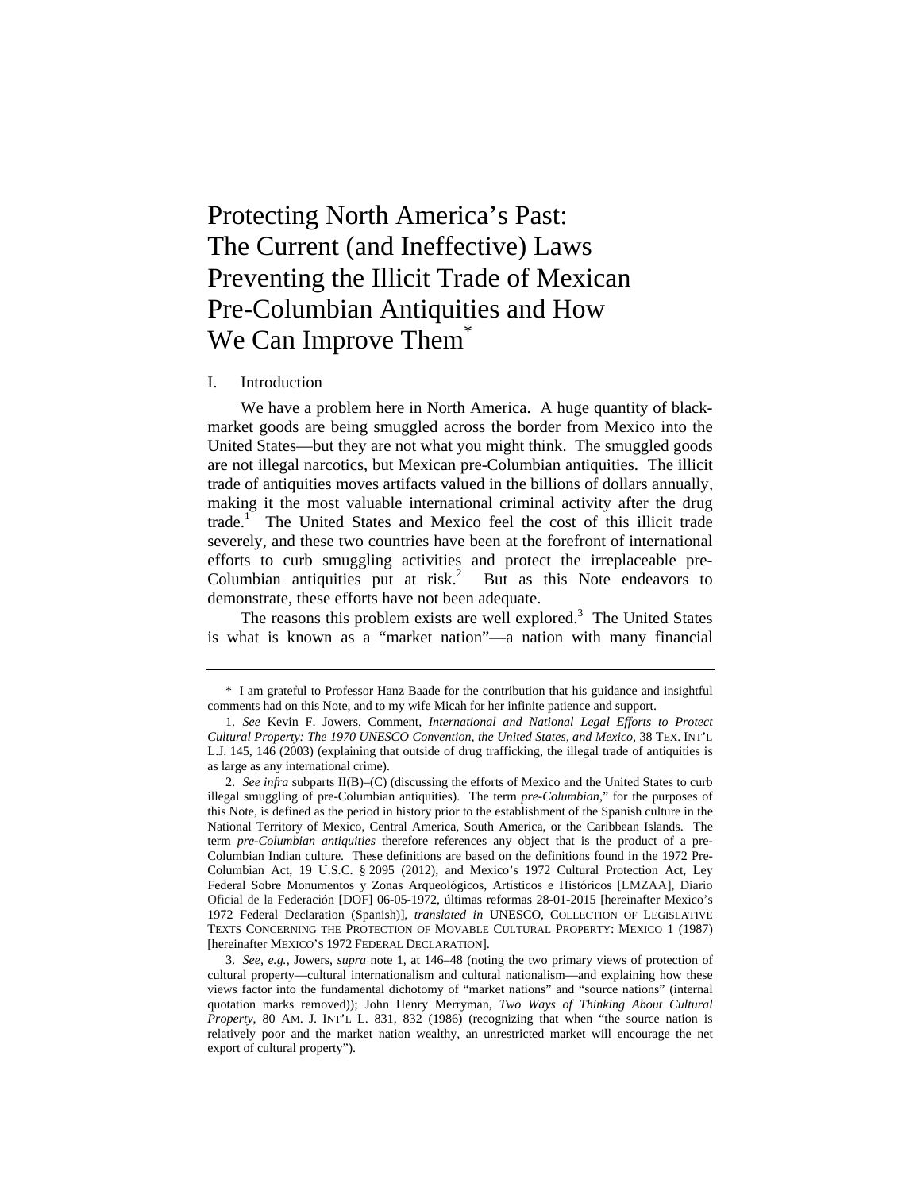# Protecting North America's Past: The Current (and Ineffective) Laws Preventing the Illicit Trade of Mexican Pre-Columbian Antiquities and How We Can Improve Them*

## I. Introduction

We have a problem here in North America. A huge quantity of black-market goods are being smuggled across the border from Mexico into the United States—but they are not what you might think. The smuggled goods are not illegal narcotics, but Mexican pre-Columbian antiquities. The illicit trade of antiquities moves artifacts valued in the billions of dollars annually, making it the most valuable international criminal activity after the drug trade.[1] The United States and Mexico feel the cost of this illicit trade severely, and these two countries have been at the forefront of international efforts to curb smuggling activities and protect the irreplaceable pre-Columbian antiquities put at risk.[2] But as this Note endeavors to demonstrate, these efforts have not been adequate.

The reasons this problem exists are well explored.[3] The United States is what is known as a "market nation"—a nation with many financial

---

\* I am grateful to Professor Hanz Baade for the contribution that his guidance and insightful comments had on this Note, and to my wife Micah for her infinite patience and support.

1. *See* Kevin F. Jowers, Comment, *International and National Legal Efforts to Protect Cultural Property: The 1970 UNESCO Convention, the United States, and Mexico*, 38 TEX. INT'L L.J. 145, 146 (2003) (explaining that outside of drug trafficking, the illegal trade of antiquities is as large as any international crime).

2. *See infra* subparts II(B)–(C) (discussing the efforts of Mexico and the United States to curb illegal smuggling of pre-Columbian antiquities). The term *pre-Columbian*," for the purposes of this Note, is defined as the period in history prior to the establishment of the Spanish culture in the National Territory of Mexico, Central America, South America, or the Caribbean Islands. The term *pre-Columbian antiquities* therefore references any object that is the product of a pre-Columbian Indian culture. These definitions are based on the definitions found in the 1972 Pre-Columbian Act, 19 U.S.C. § 2095 (2012), and Mexico's 1972 Cultural Protection Act, Ley Federal Sobre Monumentos y Zonas Arqueológicos, Artísticos e Históricos [LMZAA], Diario Oficial de la Federación [DOF] 06-05-1972, últimas reformas 28-01-2015 [hereinafter Mexico's 1972 Federal Declaration (Spanish)], *translated in* UNESCO, COLLECTION OF LEGISLATIVE TEXTS CONCERNING THE PROTECTION OF MOVABLE CULTURAL PROPERTY: MEXICO 1 (1987) [hereinafter MEXICO'S 1972 FEDERAL DECLARATION].

3. *See, e.g.*, Jowers, *supra* note 1, at 146–48 (noting the two primary views of protection of cultural property—cultural internationalism and cultural nationalism—and explaining how these views factor into the fundamental dichotomy of "market nations" and "source nations" (internal quotation marks removed)); John Henry Merryman, *Two Ways of Thinking About Cultural Property*, 80 AM. J. INT'L L. 831, 832 (1986) (recognizing that when "the source nation is relatively poor and the market nation wealthy, an unrestricted market will encourage the net export of cultural property").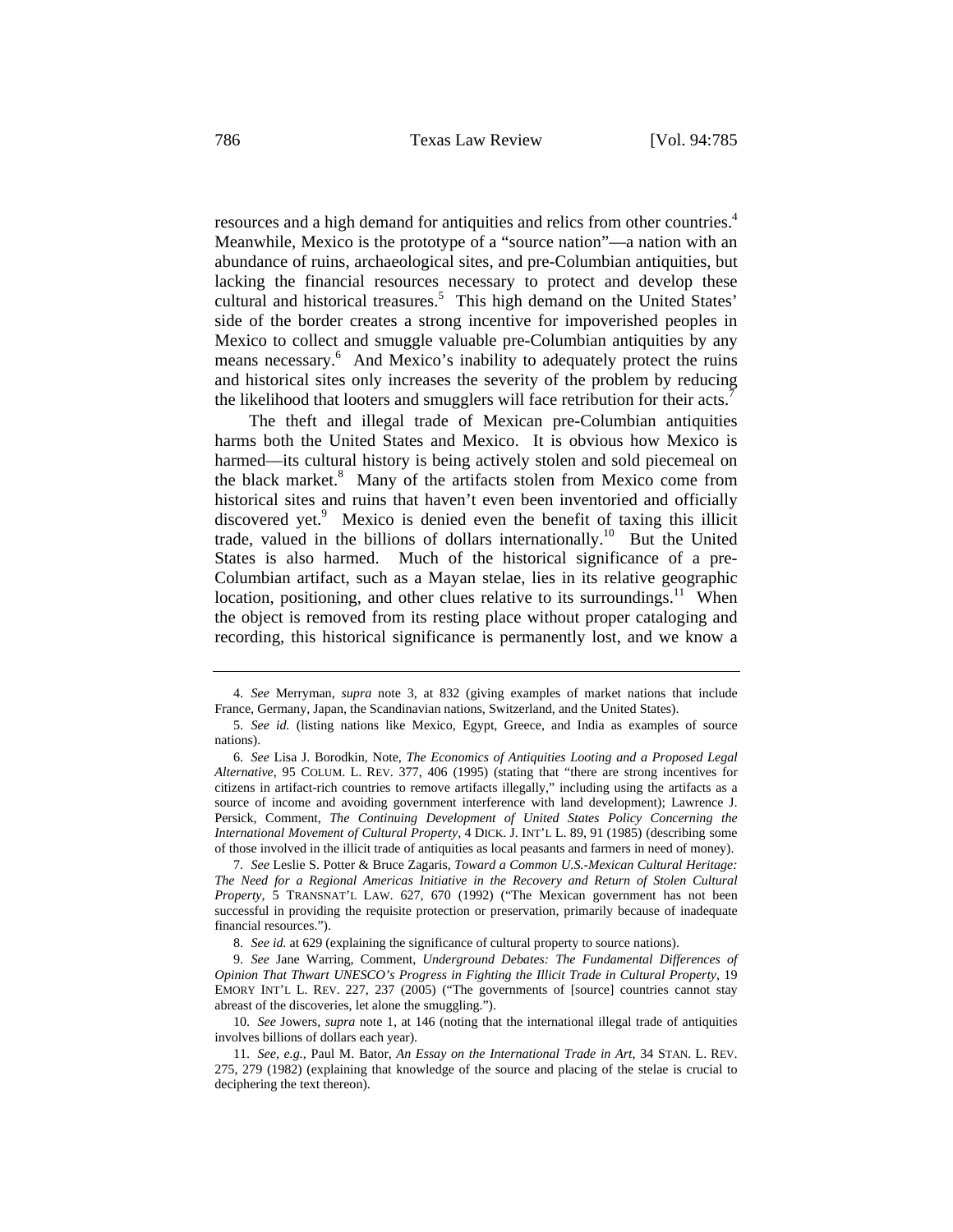resources and a high demand for antiquities and relics from other countries.[4] Meanwhile, Mexico is the prototype of a "source nation"—a nation with an abundance of ruins, archaeological sites, and pre-Columbian antiquities, but lacking the financial resources necessary to protect and develop these cultural and historical treasures.[5] This high demand on the United States' side of the border creates a strong incentive for impoverished peoples in Mexico to collect and smuggle valuable pre-Columbian antiquities by any means necessary.[6] And Mexico's inability to adequately protect the ruins and historical sites only increases the severity of the problem by reducing the likelihood that looters and smugglers will face retribution for their acts.[7]

The theft and illegal trade of Mexican pre-Columbian antiquities harms both the United States and Mexico. It is obvious how Mexico is harmed—its cultural history is being actively stolen and sold piecemeal on the black market.[8] Many of the artifacts stolen from Mexico come from historical sites and ruins that haven't even been inventoried and officially discovered yet.[9] Mexico is denied even the benefit of taxing this illicit trade, valued in the billions of dollars internationally.[10] But the United States is also harmed. Much of the historical significance of a pre-Columbian artifact, such as a Mayan stelae, lies in its relative geographic location, positioning, and other clues relative to its surroundings.[11] When the object is removed from its resting place without proper cataloging and recording, this historical significance is permanently lost, and we know a

---

4. *See* Merryman, *supra* note 3, at 832 (giving examples of market nations that include France, Germany, Japan, the Scandinavian nations, Switzerland, and the United States).

5. *See id.* (listing nations like Mexico, Egypt, Greece, and India as examples of source nations).

6. *See* Lisa J. Borodkin, Note, *The Economics of Antiquities Looting and a Proposed Legal Alternative*, 95 COLUM. L. REV. 377, 406 (1995) (stating that "there are strong incentives for citizens in artifact-rich countries to remove artifacts illegally," including using the artifacts as a source of income and avoiding government interference with land development); Lawrence J. Persick, Comment, *The Continuing Development of United States Policy Concerning the International Movement of Cultural Property*, 4 DICK. J. INT'L L. 89, 91 (1985) (describing some of those involved in the illicit trade of antiquities as local peasants and farmers in need of money).

7. *See* Leslie S. Potter & Bruce Zagaris, *Toward a Common U.S.-Mexican Cultural Heritage: The Need for a Regional Americas Initiative in the Recovery and Return of Stolen Cultural Property*, 5 TRANSNAT'L LAW. 627, 670 (1992) ("The Mexican government has not been successful in providing the requisite protection or preservation, primarily because of inadequate financial resources.").

8. *See id.* at 629 (explaining the significance of cultural property to source nations).

9. *See* Jane Warring, Comment, *Underground Debates: The Fundamental Differences of Opinion That Thwart UNESCO's Progress in Fighting the Illicit Trade in Cultural Property*, 19 EMORY INT'L L. REV. 227, 237 (2005) ("The governments of [source] countries cannot stay abreast of the discoveries, let alone the smuggling.").

10. *See* Jowers, *supra* note 1, at 146 (noting that the international illegal trade of antiquities involves billions of dollars each year).

11. *See, e.g.*, Paul M. Bator, *An Essay on the International Trade in Art*, 34 STAN. L. REV. 275, 279 (1982) (explaining that knowledge of the source and placing of the stelae is crucial to deciphering the text thereon).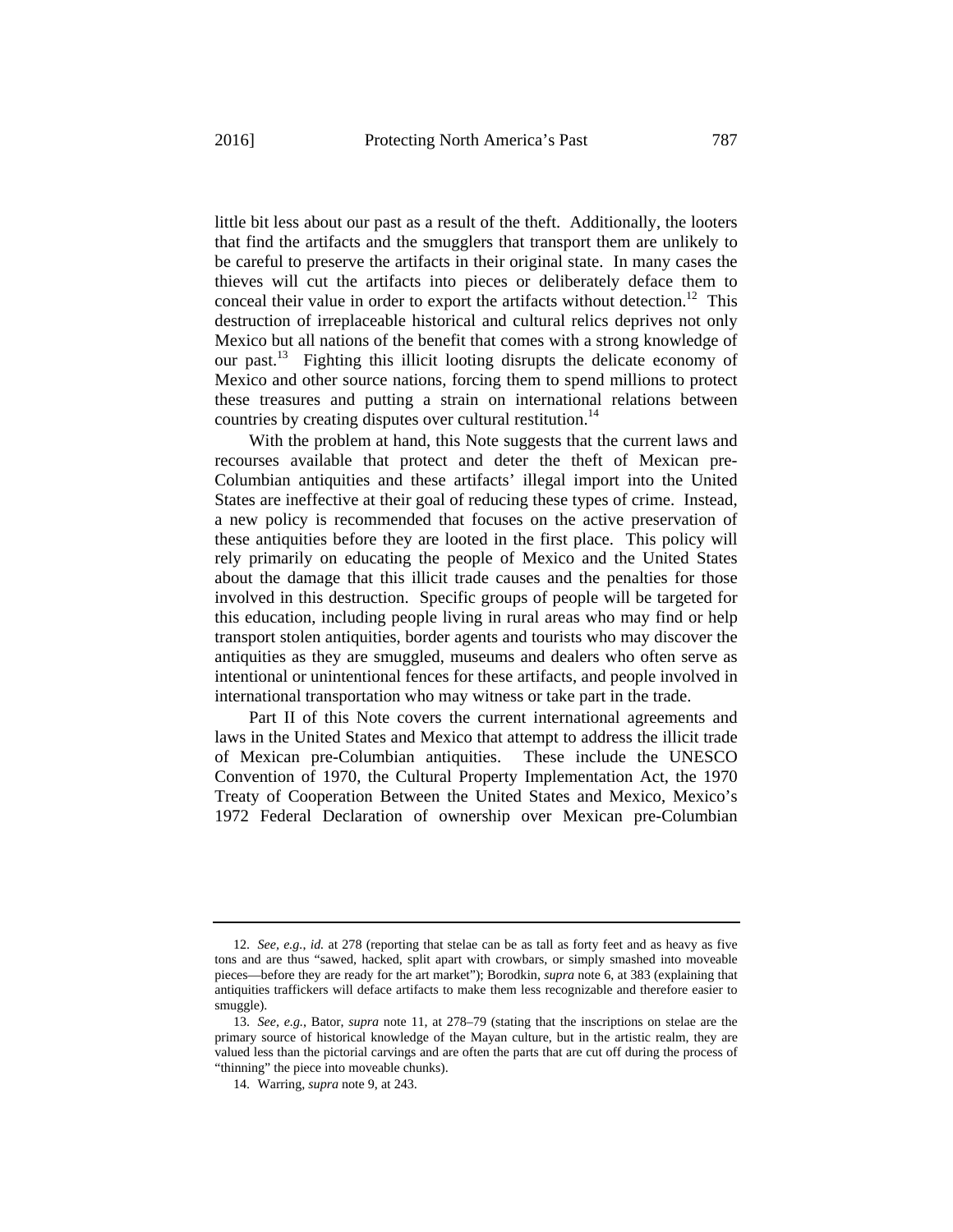little bit less about our past as a result of the theft. Additionally, the looters that find the artifacts and the smugglers that transport them are unlikely to be careful to preserve the artifacts in their original state. In many cases the thieves will cut the artifacts into pieces or deliberately deface them to conceal their value in order to export the artifacts without detection.[12] This destruction of irreplaceable historical and cultural relics deprives not only Mexico but all nations of the benefit that comes with a strong knowledge of our past.[13] Fighting this illicit looting disrupts the delicate economy of Mexico and other source nations, forcing them to spend millions to protect these treasures and putting a strain on international relations between countries by creating disputes over cultural restitution.[14]

With the problem at hand, this Note suggests that the current laws and recourses available that protect and deter the theft of Mexican pre-Columbian antiquities and these artifacts' illegal import into the United States are ineffective at their goal of reducing these types of crime. Instead, a new policy is recommended that focuses on the active preservation of these antiquities before they are looted in the first place. This policy will rely primarily on educating the people of Mexico and the United States about the damage that this illicit trade causes and the penalties for those involved in this destruction. Specific groups of people will be targeted for this education, including people living in rural areas who may find or help transport stolen antiquities, border agents and tourists who may discover the antiquities as they are smuggled, museums and dealers who often serve as intentional or unintentional fences for these artifacts, and people involved in international transportation who may witness or take part in the trade.

Part II of this Note covers the current international agreements and laws in the United States and Mexico that attempt to address the illicit trade of Mexican pre-Columbian antiquities. These include the UNESCO Convention of 1970, the Cultural Property Implementation Act, the 1970 Treaty of Cooperation Between the United States and Mexico, Mexico's 1972 Federal Declaration of ownership over Mexican pre-Columbian

---

12. *See, e.g.*, *id.* at 278 (reporting that stelae can be as tall as forty feet and as heavy as five tons and are thus "sawed, hacked, split apart with crowbars, or simply smashed into moveable pieces—before they are ready for the art market"); Borodkin, *supra* note 6, at 383 (explaining that antiquities traffickers will deface artifacts to make them less recognizable and therefore easier to smuggle).

13. *See, e.g.*, Bator, *supra* note 11, at 278–79 (stating that the inscriptions on stelae are the primary source of historical knowledge of the Mayan culture, but in the artistic realm, they are valued less than the pictorial carvings and are often the parts that are cut off during the process of "thinning" the piece into moveable chunks).

14. Warring, *supra* note 9, at 243.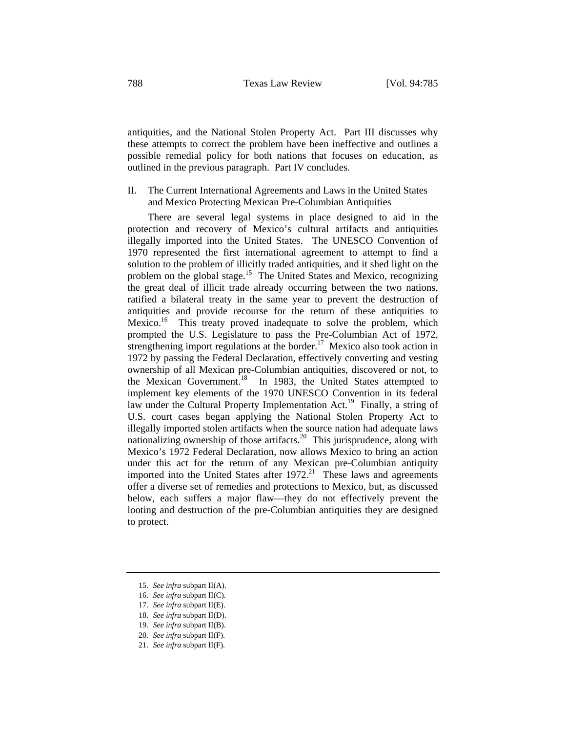antiquities, and the National Stolen Property Act. Part III discusses why these attempts to correct the problem have been ineffective and outlines a possible remedial policy for both nations that focuses on education, as outlined in the previous paragraph. Part IV concludes.

## II. The Current International Agreements and Laws in the United States and Mexico Protecting Mexican Pre-Columbian Antiquities

There are several legal systems in place designed to aid in the protection and recovery of Mexico's cultural artifacts and antiquities illegally imported into the United States. The UNESCO Convention of 1970 represented the first international agreement to attempt to find a solution to the problem of illicitly traded antiquities, and it shed light on the problem on the global stage.[15] The United States and Mexico, recognizing the great deal of illicit trade already occurring between the two nations, ratified a bilateral treaty in the same year to prevent the destruction of antiquities and provide recourse for the return of these antiquities to Mexico.[16] This treaty proved inadequate to solve the problem, which prompted the U.S. Legislature to pass the Pre-Columbian Act of 1972, strengthening import regulations at the border.[17] Mexico also took action in 1972 by passing the Federal Declaration, effectively converting and vesting ownership of all Mexican pre-Columbian antiquities, discovered or not, to the Mexican Government.[18] In 1983, the United States attempted to implement key elements of the 1970 UNESCO Convention in its federal law under the Cultural Property Implementation Act.[19] Finally, a string of U.S. court cases began applying the National Stolen Property Act to illegally imported stolen artifacts when the source nation had adequate laws nationalizing ownership of those artifacts.[20] This jurisprudence, along with Mexico's 1972 Federal Declaration, now allows Mexico to bring an action under this act for the return of any Mexican pre-Columbian antiquity imported into the United States after 1972.[21] These laws and agreements offer a diverse set of remedies and protections to Mexico, but, as discussed below, each suffers a major flaw—they do not effectively prevent the looting and destruction of the pre-Columbian antiquities they are designed to protect.

---

15. *See infra* subpart II(A).
16. *See infra* subpart II(C).
17. *See infra* subpart II(E).
18. *See infra* subpart II(D).
19. *See infra* subpart II(B).
20. *See infra* subpart II(F).
21. *See infra* subpart II(F).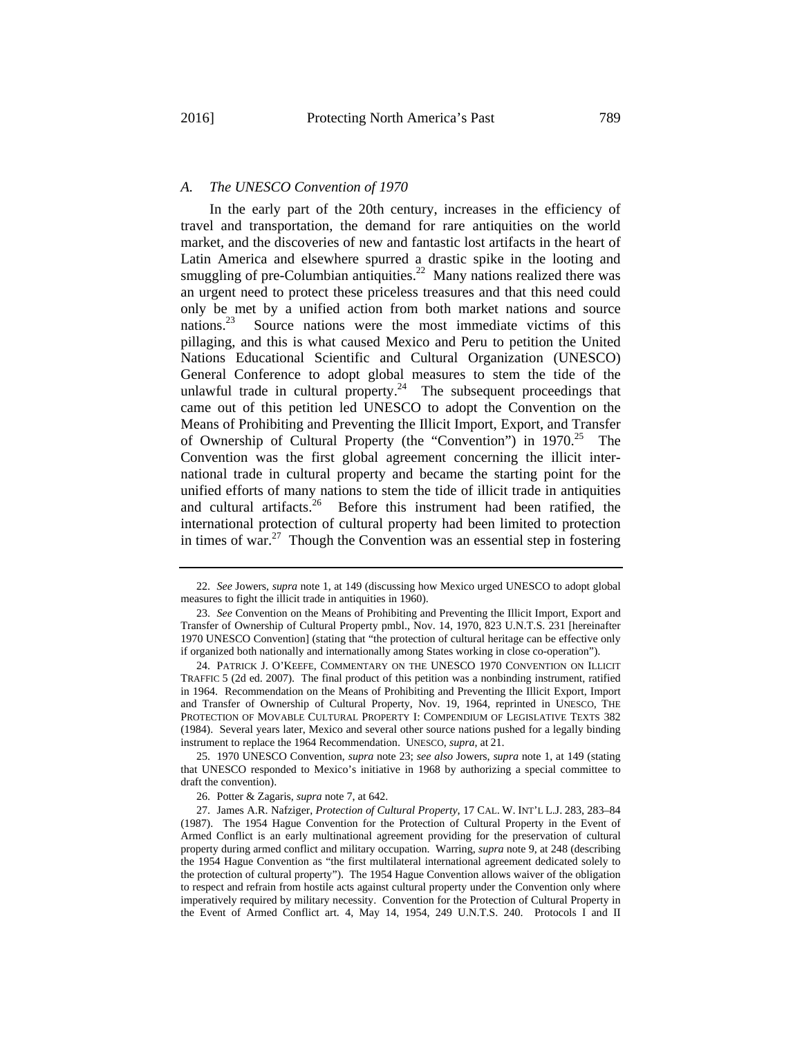### *A. The UNESCO Convention of 1970*

In the early part of the 20th century, increases in the efficiency of travel and transportation, the demand for rare antiquities on the world market, and the discoveries of new and fantastic lost artifacts in the heart of Latin America and elsewhere spurred a drastic spike in the looting and smuggling of pre-Columbian antiquities.[22] Many nations realized there was an urgent need to protect these priceless treasures and that this need could only be met by a unified action from both market nations and source nations.[23] Source nations were the most immediate victims of this pillaging, and this is what caused Mexico and Peru to petition the United Nations Educational Scientific and Cultural Organization (UNESCO) General Conference to adopt global measures to stem the tide of the unlawful trade in cultural property.[24] The subsequent proceedings that came out of this petition led UNESCO to adopt the Convention on the Means of Prohibiting and Preventing the Illicit Import, Export, and Transfer of Ownership of Cultural Property (the "Convention") in 1970.[25] The Convention was the first global agreement concerning the illicit international trade in cultural property and became the starting point for the unified efforts of many nations to stem the tide of illicit trade in antiquities and cultural artifacts.[26] Before this instrument had been ratified, the international protection of cultural property had been limited to protection in times of war.[27] Though the Convention was an essential step in fostering

---

22. *See* Jowers, *supra* note 1, at 149 (discussing how Mexico urged UNESCO to adopt global measures to fight the illicit trade in antiquities in 1960).

23. *See* Convention on the Means of Prohibiting and Preventing the Illicit Import, Export and Transfer of Ownership of Cultural Property pmbl., Nov. 14, 1970, 823 U.N.T.S. 231 [hereinafter 1970 UNESCO Convention] (stating that "the protection of cultural heritage can be effective only if organized both nationally and internationally among States working in close co-operation").

24. PATRICK J. O'KEEFE, COMMENTARY ON THE UNESCO 1970 CONVENTION ON ILLICIT TRAFFIC 5 (2d ed. 2007). The final product of this petition was a nonbinding instrument, ratified in 1964. Recommendation on the Means of Prohibiting and Preventing the Illicit Export, Import and Transfer of Ownership of Cultural Property, Nov. 19, 1964, reprinted in UNESCO, THE PROTECTION OF MOVABLE CULTURAL PROPERTY I: COMPENDIUM OF LEGISLATIVE TEXTS 382 (1984). Several years later, Mexico and several other source nations pushed for a legally binding instrument to replace the 1964 Recommendation. UNESCO, *supra*, at 21.

25. 1970 UNESCO Convention, *supra* note 23; *see also* Jowers, *supra* note 1, at 149 (stating that UNESCO responded to Mexico's initiative in 1968 by authorizing a special committee to draft the convention).

26. Potter & Zagaris, *supra* note 7, at 642.

27. James A.R. Nafziger, *Protection of Cultural Property*, 17 CAL. W. INT'L L.J. 283, 283–84 (1987). The 1954 Hague Convention for the Protection of Cultural Property in the Event of Armed Conflict is an early multinational agreement providing for the preservation of cultural property during armed conflict and military occupation. Warring, *supra* note 9, at 248 (describing the 1954 Hague Convention as "the first multilateral international agreement dedicated solely to the protection of cultural property"). The 1954 Hague Convention allows waiver of the obligation to respect and refrain from hostile acts against cultural property under the Convention only where imperatively required by military necessity. Convention for the Protection of Cultural Property in the Event of Armed Conflict art. 4, May 14, 1954, 249 U.N.T.S. 240. Protocols I and II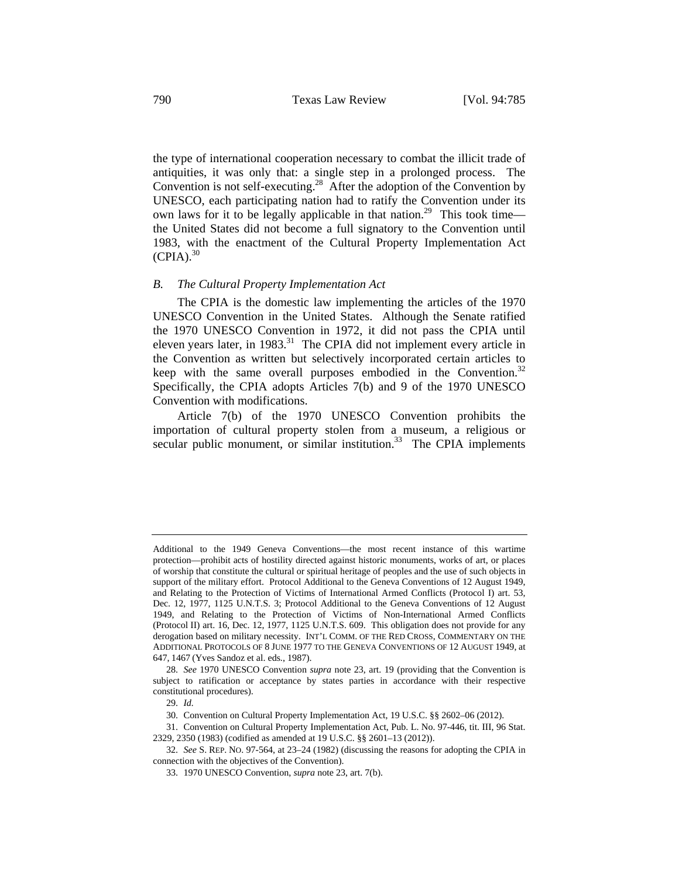the type of international cooperation necessary to combat the illicit trade of antiquities, it was only that: a single step in a prolonged process. The Convention is not self-executing.[28] After the adoption of the Convention by UNESCO, each participating nation had to ratify the Convention under its own laws for it to be legally applicable in that nation.[29] This took time—the United States did not become a full signatory to the Convention until 1983, with the enactment of the Cultural Property Implementation Act (CPIA).[30]

### *B. The Cultural Property Implementation Act*

The CPIA is the domestic law implementing the articles of the 1970 UNESCO Convention in the United States. Although the Senate ratified the 1970 UNESCO Convention in 1972, it did not pass the CPIA until eleven years later, in 1983.[31] The CPIA did not implement every article in the Convention as written but selectively incorporated certain articles to keep with the same overall purposes embodied in the Convention.[32] Specifically, the CPIA adopts Articles 7(b) and 9 of the 1970 UNESCO Convention with modifications.

Article 7(b) of the 1970 UNESCO Convention prohibits the importation of cultural property stolen from a museum, a religious or secular public monument, or similar institution.[33] The CPIA implements

---

Additional to the 1949 Geneva Conventions—the most recent instance of this wartime protection—prohibit acts of hostility directed against historic monuments, works of art, or places of worship that constitute the cultural or spiritual heritage of peoples and the use of such objects in support of the military effort. Protocol Additional to the Geneva Conventions of 12 August 1949, and Relating to the Protection of Victims of International Armed Conflicts (Protocol I) art. 53, Dec. 12, 1977, 1125 U.N.T.S. 3; Protocol Additional to the Geneva Conventions of 12 August 1949, and Relating to the Protection of Victims of Non-International Armed Conflicts (Protocol II) art. 16, Dec. 12, 1977, 1125 U.N.T.S. 609. This obligation does not provide for any derogation based on military necessity. INT'L COMM. OF THE RED CROSS, COMMENTARY ON THE ADDITIONAL PROTOCOLS OF 8 JUNE 1977 TO THE GENEVA CONVENTIONS OF 12 AUGUST 1949, at 647, 1467 (Yves Sandoz et al. eds., 1987).

28. *See* 1970 UNESCO Convention *supra* note 23, art. 19 (providing that the Convention is subject to ratification or acceptance by states parties in accordance with their respective constitutional procedures).

29. *Id.*

30. Convention on Cultural Property Implementation Act, 19 U.S.C. §§ 2602–06 (2012).

31. Convention on Cultural Property Implementation Act, Pub. L. No. 97-446, tit. III, 96 Stat. 2329, 2350 (1983) (codified as amended at 19 U.S.C. §§ 2601–13 (2012)).

32. *See* S. REP. NO. 97-564, at 23–24 (1982) (discussing the reasons for adopting the CPIA in connection with the objectives of the Convention).

33. 1970 UNESCO Convention, *supra* note 23, art. 7(b).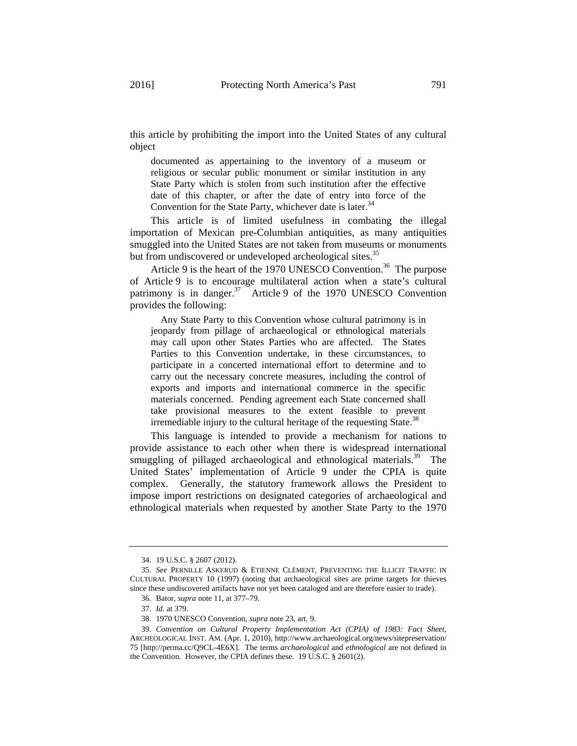this article by prohibiting the import into the United States of any cultural object

> documented as appertaining to the inventory of a museum or religious or secular public monument or similar institution in any State Party which is stolen from such institution after the effective date of this chapter, or after the date of entry into force of the Convention for the State Party, whichever date is later.[34]

This article is of limited usefulness in combating the illegal importation of Mexican pre-Columbian antiquities, as many antiquities smuggled into the United States are not taken from museums or monuments but from undiscovered or undeveloped archeological sites.[35]

Article 9 is the heart of the 1970 UNESCO Convention.[36] The purpose of Article 9 is to encourage multilateral action when a state's cultural patrimony is in danger.[37] Article 9 of the 1970 UNESCO Convention provides the following:

> Any State Party to this Convention whose cultural patrimony is in jeopardy from pillage of archaeological or ethnological materials may call upon other States Parties who are affected. The States Parties to this Convention undertake, in these circumstances, to participate in a concerted international effort to determine and to carry out the necessary concrete measures, including the control of exports and imports and international commerce in the specific materials concerned. Pending agreement each State concerned shall take provisional measures to the extent feasible to prevent irremediable injury to the cultural heritage of the requesting State.[38]

This language is intended to provide a mechanism for nations to provide assistance to each other when there is widespread international smuggling of pillaged archaeological and ethnological materials.[39] The United States' implementation of Article 9 under the CPIA is quite complex. Generally, the statutory framework allows the President to impose import restrictions on designated categories of archaeological and ethnological materials when requested by another State Party to the 1970

---

34. 19 U.S.C. § 2607 (2012).

35. *See* PERNILLE ASKERUD & ETIENNE CLÉMENT, PREVENTING THE ILLICIT TRAFFIC IN CULTURAL PROPERTY 10 (1997) (noting that archaeological sites are prime targets for thieves since these undiscovered artifacts have not yet been cataloged and are therefore easier to trade).

36. Bator, *supra* note 11, at 377–79.

37. *Id.* at 379.

38. 1970 UNESCO Convention, *supra* note 23, art. 9.

39. *Convention on Cultural Property Implementation Act (CPIA) of 1983: Fact Sheet*, ARCHEOLOGICAL INST. AM. (Apr. 1, 2010), http://www.archaeological.org/news/sitepreservation/75 [http://perma.cc/Q9CL-4E6X]. The terms *archaeological* and *ethnological* are not defined in the Convention. However, the CPIA defines these. 19 U.S.C. § 2601(2).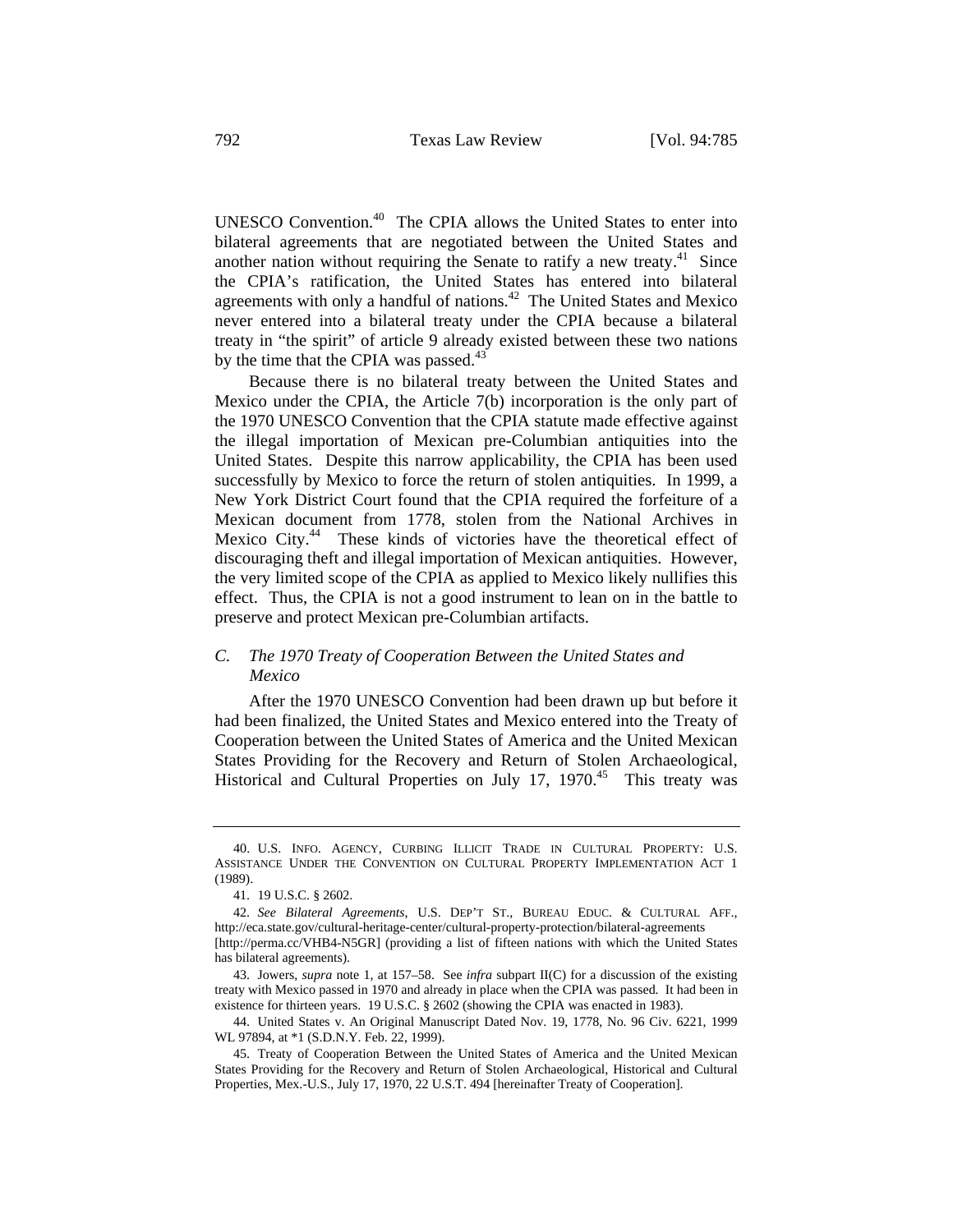UNESCO Convention.[40] The CPIA allows the United States to enter into bilateral agreements that are negotiated between the United States and another nation without requiring the Senate to ratify a new treaty.[41] Since the CPIA's ratification, the United States has entered into bilateral agreements with only a handful of nations.[42] The United States and Mexico never entered into a bilateral treaty under the CPIA because a bilateral treaty in "the spirit" of article 9 already existed between these two nations by the time that the CPIA was passed.[43]

Because there is no bilateral treaty between the United States and Mexico under the CPIA, the Article 7(b) incorporation is the only part of the 1970 UNESCO Convention that the CPIA statute made effective against the illegal importation of Mexican pre-Columbian antiquities into the United States. Despite this narrow applicability, the CPIA has been used successfully by Mexico to force the return of stolen antiquities. In 1999, a New York District Court found that the CPIA required the forfeiture of a Mexican document from 1778, stolen from the National Archives in Mexico City.[44] These kinds of victories have the theoretical effect of discouraging theft and illegal importation of Mexican antiquities. However, the very limited scope of the CPIA as applied to Mexico likely nullifies this effect. Thus, the CPIA is not a good instrument to lean on in the battle to preserve and protect Mexican pre-Columbian artifacts.

### *C. The 1970 Treaty of Cooperation Between the United States and Mexico*

After the 1970 UNESCO Convention had been drawn up but before it had been finalized, the United States and Mexico entered into the Treaty of Cooperation between the United States of America and the United Mexican States Providing for the Recovery and Return of Stolen Archaeological, Historical and Cultural Properties on July 17, 1970.[45] This treaty was

---

40. U.S. INFO. AGENCY, CURBING ILLICIT TRADE IN CULTURAL PROPERTY: U.S. ASSISTANCE UNDER THE CONVENTION ON CULTURAL PROPERTY IMPLEMENTATION ACT 1 (1989).

41. 19 U.S.C. § 2602.

42. *See Bilateral Agreements*, U.S. DEP'T ST., BUREAU EDUC. & CULTURAL AFF., http://eca.state.gov/cultural-heritage-center/cultural-property-protection/bilateral-agreements [http://perma.cc/VHB4-N5GR] (providing a list of fifteen nations with which the United States has bilateral agreements).

43. Jowers, *supra* note 1, at 157–58. See *infra* subpart II(C) for a discussion of the existing treaty with Mexico passed in 1970 and already in place when the CPIA was passed. It had been in existence for thirteen years. 19 U.S.C. § 2602 (showing the CPIA was enacted in 1983).

44. United States v. An Original Manuscript Dated Nov. 19, 1778, No. 96 Civ. 6221, 1999 WL 97894, at *1 (S.D.N.Y. Feb. 22, 1999).

45. Treaty of Cooperation Between the United States of America and the United Mexican States Providing for the Recovery and Return of Stolen Archaeological, Historical and Cultural Properties, Mex.-U.S., July 17, 1970, 22 U.S.T. 494 [hereinafter Treaty of Cooperation].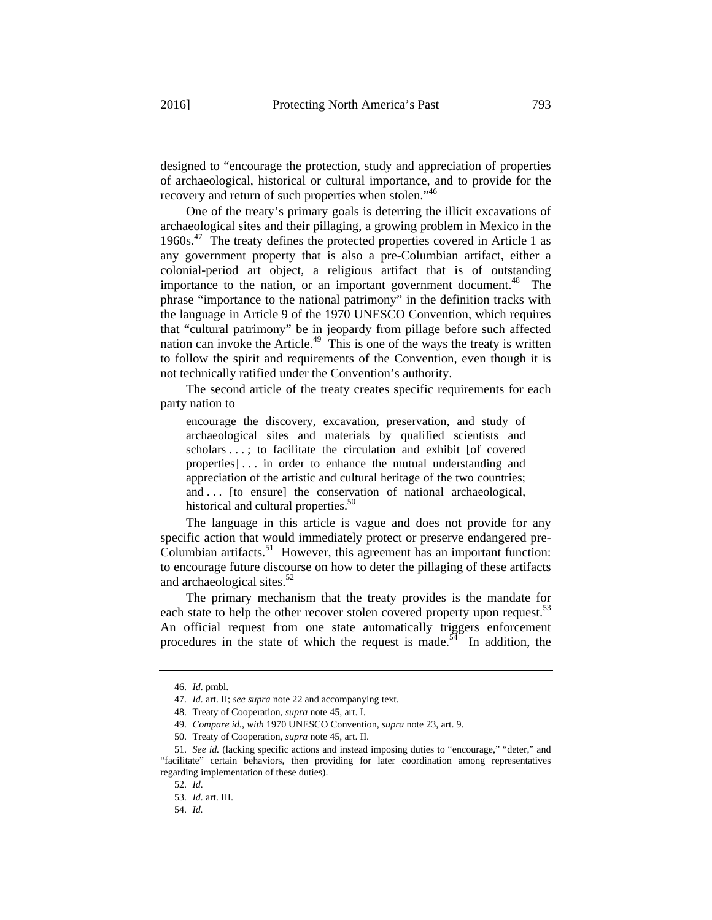designed to "encourage the protection, study and appreciation of properties of archaeological, historical or cultural importance, and to provide for the recovery and return of such properties when stolen."[46]

One of the treaty's primary goals is deterring the illicit excavations of archaeological sites and their pillaging, a growing problem in Mexico in the 1960s.[47] The treaty defines the protected properties covered in Article 1 as any government property that is also a pre-Columbian artifact, either a colonial-period art object, a religious artifact that is of outstanding importance to the nation, or an important government document.[48] The phrase "importance to the national patrimony" in the definition tracks with the language in Article 9 of the 1970 UNESCO Convention, which requires that "cultural patrimony" be in jeopardy from pillage before such affected nation can invoke the Article.[49] This is one of the ways the treaty is written to follow the spirit and requirements of the Convention, even though it is not technically ratified under the Convention's authority.

The second article of the treaty creates specific requirements for each party nation to

> encourage the discovery, excavation, preservation, and study of archaeological sites and materials by qualified scientists and scholars . . . ; to facilitate the circulation and exhibit [of covered properties] . . . in order to enhance the mutual understanding and appreciation of the artistic and cultural heritage of the two countries; and . . . [to ensure] the conservation of national archaeological, historical and cultural properties.[50]

The language in this article is vague and does not provide for any specific action that would immediately protect or preserve endangered pre-Columbian artifacts.[51] However, this agreement has an important function: to encourage future discourse on how to deter the pillaging of these artifacts and archaeological sites.[52]

The primary mechanism that the treaty provides is the mandate for each state to help the other recover stolen covered property upon request.[53] An official request from one state automatically triggers enforcement procedures in the state of which the request is made.[54] In addition, the

---

46. *Id.* pmbl.

47. *Id.* art. II; *see supra* note 22 and accompanying text.

48. Treaty of Cooperation, *supra* note 45, art. I.

49. *Compare id.*, *with* 1970 UNESCO Convention, *supra* note 23, art. 9.

50. Treaty of Cooperation, *supra* note 45, art. II.

51. *See id.* (lacking specific actions and instead imposing duties to "encourage," "deter," and "facilitate" certain behaviors, then providing for later coordination among representatives regarding implementation of these duties).

52. *Id.*

53. *Id.* art. III.

54. *Id.*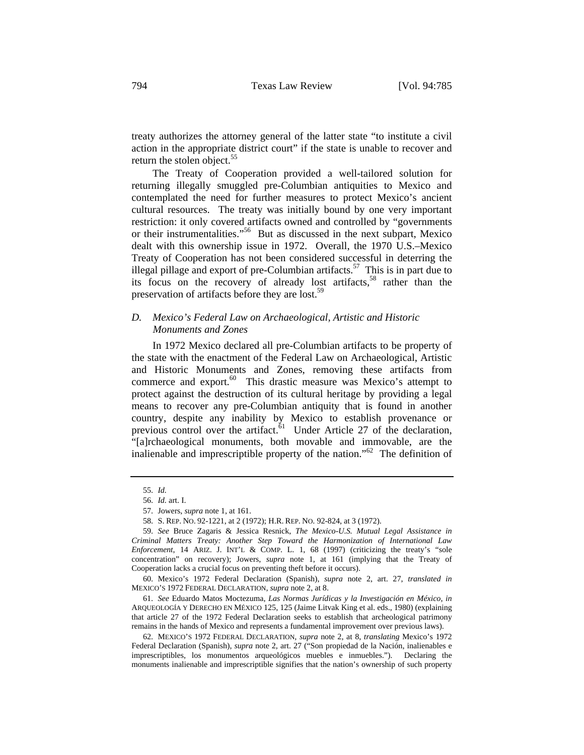treaty authorizes the attorney general of the latter state "to institute a civil action in the appropriate district court" if the state is unable to recover and return the stolen object.[55]

The Treaty of Cooperation provided a well-tailored solution for returning illegally smuggled pre-Columbian antiquities to Mexico and contemplated the need for further measures to protect Mexico's ancient cultural resources. The treaty was initially bound by one very important restriction: it only covered artifacts owned and controlled by "governments or their instrumentalities."[56] But as discussed in the next subpart, Mexico dealt with this ownership issue in 1972. Overall, the 1970 U.S.–Mexico Treaty of Cooperation has not been considered successful in deterring the illegal pillage and export of pre-Columbian artifacts.[57] This is in part due to its focus on the recovery of already lost artifacts,[58] rather than the preservation of artifacts before they are lost.[59]

### D. *Mexico's Federal Law on Archaeological, Artistic and Historic Monuments and Zones*

In 1972 Mexico declared all pre-Columbian artifacts to be property of the state with the enactment of the Federal Law on Archaeological, Artistic and Historic Monuments and Zones, removing these artifacts from commerce and export.[60] This drastic measure was Mexico's attempt to protect against the destruction of its cultural heritage by providing a legal means to recover any pre-Columbian antiquity that is found in another country, despite any inability by Mexico to establish provenance or previous control over the artifact.[61] Under Article 27 of the declaration, "[a]rchaeological monuments, both movable and immovable, are the inalienable and imprescriptible property of the nation."[62] The definition of

---

55. *Id.*

56. *Id.* art. I.

57. Jowers, *supra* note 1, at 161.

58. S. REP. NO. 92-1221, at 2 (1972); H.R. REP. NO. 92-824, at 3 (1972).

59. *See* Bruce Zagaris & Jessica Resnick, *The Mexico-U.S. Mutual Legal Assistance in Criminal Matters Treaty: Another Step Toward the Harmonization of International Law Enforcement*, 14 ARIZ. J. INT'L & COMP. L. 1, 68 (1997) (criticizing the treaty's "sole concentration" on recovery); Jowers, *supra* note 1, at 161 (implying that the Treaty of Cooperation lacks a crucial focus on preventing theft before it occurs).

60. Mexico's 1972 Federal Declaration (Spanish), *supra* note 2, art. 27, *translated in* MEXICO'S 1972 FEDERAL DECLARATION, *supra* note 2, at 8.

61. *See* Eduardo Matos Moctezuma, *Las Normas Jurídicas y la Investigación en México*, *in* ARQUEOLOGÍA Y DERECHO EN MÉXICO 125, 125 (Jaime Litvak King et al. eds., 1980) (explaining that article 27 of the 1972 Federal Declaration seeks to establish that archeological patrimony remains in the hands of Mexico and represents a fundamental improvement over previous laws).

62. MEXICO'S 1972 FEDERAL DECLARATION, *supra* note 2, at 8, *translating* Mexico's 1972 Federal Declaration (Spanish), *supra* note 2, art. 27 ("Son propiedad de la Nación, inalienables e imprescriptibles, los monumentos arqueológicos muebles e inmuebles."). Declaring the monuments inalienable and imprescriptible signifies that the nation's ownership of such property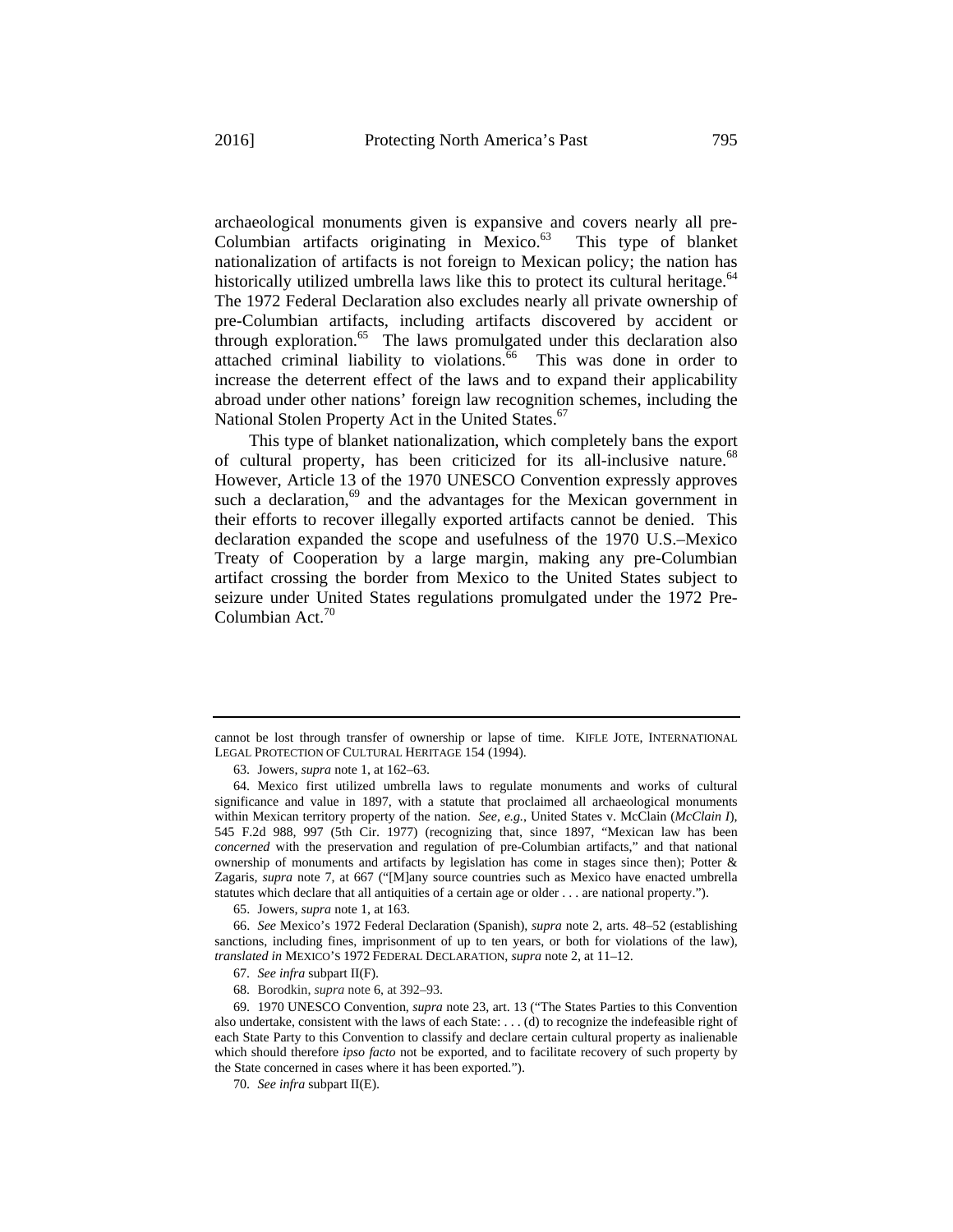archaeological monuments given is expansive and covers nearly all pre-Columbian artifacts originating in Mexico.[63] This type of blanket nationalization of artifacts is not foreign to Mexican policy; the nation has historically utilized umbrella laws like this to protect its cultural heritage.[64] The 1972 Federal Declaration also excludes nearly all private ownership of pre-Columbian artifacts, including artifacts discovered by accident or through exploration.[65] The laws promulgated under this declaration also attached criminal liability to violations.[66] This was done in order to increase the deterrent effect of the laws and to expand their applicability abroad under other nations' foreign law recognition schemes, including the National Stolen Property Act in the United States.[67]

This type of blanket nationalization, which completely bans the export of cultural property, has been criticized for its all-inclusive nature.[68] However, Article 13 of the 1970 UNESCO Convention expressly approves such a declaration,[69] and the advantages for the Mexican government in their efforts to recover illegally exported artifacts cannot be denied. This declaration expanded the scope and usefulness of the 1970 U.S.–Mexico Treaty of Cooperation by a large margin, making any pre-Columbian artifact crossing the border from Mexico to the United States subject to seizure under United States regulations promulgated under the 1972 Pre-Columbian Act.[70]

---

cannot be lost through transfer of ownership or lapse of time. KIFLE JOTE, INTERNATIONAL LEGAL PROTECTION OF CULTURAL HERITAGE 154 (1994).

63. Jowers, *supra* note 1, at 162–63.

64. Mexico first utilized umbrella laws to regulate monuments and works of cultural significance and value in 1897, with a statute that proclaimed all archaeological monuments within Mexican territory property of the nation. *See, e.g.*, United States v. McClain (*McClain I*), 545 F.2d 988, 997 (5th Cir. 1977) (recognizing that, since 1897, "Mexican law has been *concerned* with the preservation and regulation of pre-Columbian artifacts," and that national ownership of monuments and artifacts by legislation has come in stages since then); Potter & Zagaris, *supra* note 7, at 667 ("[M]any source countries such as Mexico have enacted umbrella statutes which declare that all antiquities of a certain age or older . . . are national property.").

65. Jowers, *supra* note 1, at 163.

66. *See* Mexico's 1972 Federal Declaration (Spanish), *supra* note 2, arts. 48–52 (establishing sanctions, including fines, imprisonment of up to ten years, or both for violations of the law), *translated in* MEXICO'S 1972 FEDERAL DECLARATION, *supra* note 2, at 11–12.

67. *See infra* subpart II(F).

68. Borodkin, *supra* note 6, at 392–93.

69. 1970 UNESCO Convention, *supra* note 23, art. 13 ("The States Parties to this Convention also undertake, consistent with the laws of each State: . . . (d) to recognize the indefeasible right of each State Party to this Convention to classify and declare certain cultural property as inalienable which should therefore *ipso facto* not be exported, and to facilitate recovery of such property by the State concerned in cases where it has been exported.").

70. *See infra* subpart II(E).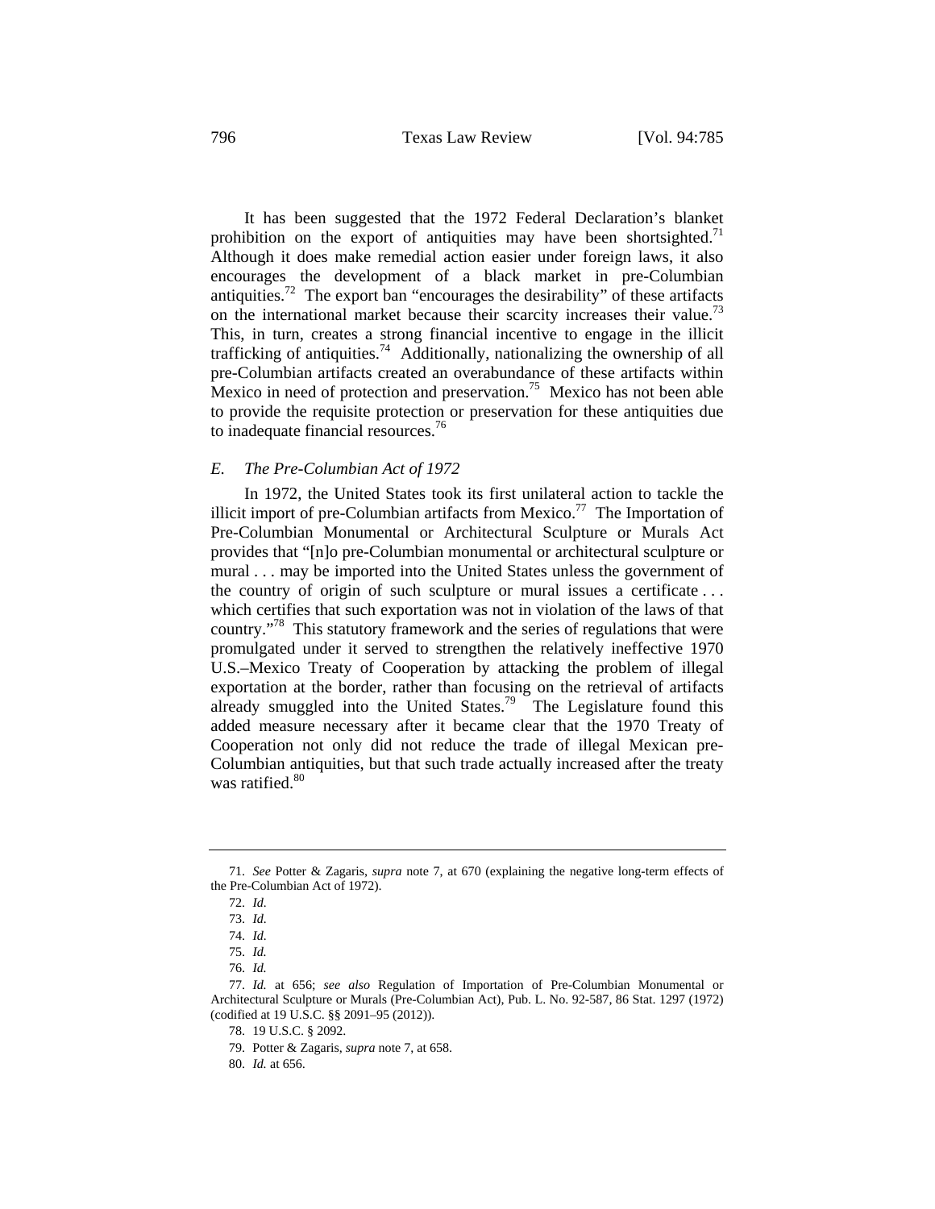It has been suggested that the 1972 Federal Declaration's blanket prohibition on the export of antiquities may have been shortsighted.[71] Although it does make remedial action easier under foreign laws, it also encourages the development of a black market in pre-Columbian antiquities.[72] The export ban "encourages the desirability" of these artifacts on the international market because their scarcity increases their value.[73] This, in turn, creates a strong financial incentive to engage in the illicit trafficking of antiquities.[74] Additionally, nationalizing the ownership of all pre-Columbian artifacts created an overabundance of these artifacts within Mexico in need of protection and preservation.[75] Mexico has not been able to provide the requisite protection or preservation for these antiquities due to inadequate financial resources.[76]

### *E. The Pre-Columbian Act of 1972*

In 1972, the United States took its first unilateral action to tackle the illicit import of pre-Columbian artifacts from Mexico.[77] The Importation of Pre-Columbian Monumental or Architectural Sculpture or Murals Act provides that "[n]o pre-Columbian monumental or architectural sculpture or mural . . . may be imported into the United States unless the government of the country of origin of such sculpture or mural issues a certificate . . . which certifies that such exportation was not in violation of the laws of that country."[78] This statutory framework and the series of regulations that were promulgated under it served to strengthen the relatively ineffective 1970 U.S.–Mexico Treaty of Cooperation by attacking the problem of illegal exportation at the border, rather than focusing on the retrieval of artifacts already smuggled into the United States.[79] The Legislature found this added measure necessary after it became clear that the 1970 Treaty of Cooperation not only did not reduce the trade of illegal Mexican pre-Columbian antiquities, but that such trade actually increased after the treaty was ratified.[80]

---

71. *See* Potter & Zagaris, *supra* note 7, at 670 (explaining the negative long-term effects of the Pre-Columbian Act of 1972).

72. *Id.*

73. *Id.*

74. *Id.*

75. *Id.*

76. *Id.*

77. *Id.* at 656; *see also* Regulation of Importation of Pre-Columbian Monumental or Architectural Sculpture or Murals (Pre-Columbian Act), Pub. L. No. 92-587, 86 Stat. 1297 (1972) (codified at 19 U.S.C. §§ 2091–95 (2012)).

78. 19 U.S.C. § 2092.

79. Potter & Zagaris, *supra* note 7, at 658.

80. *Id.* at 656.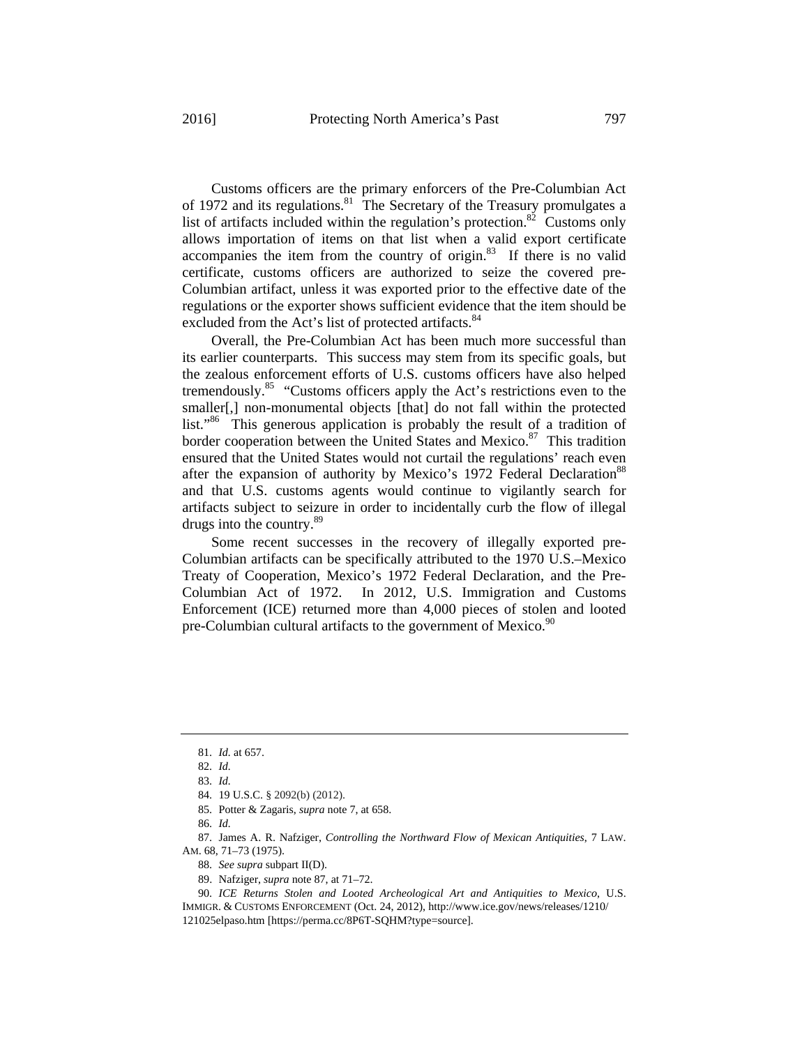Customs officers are the primary enforcers of the Pre-Columbian Act of 1972 and its regulations.[81] The Secretary of the Treasury promulgates a list of artifacts included within the regulation's protection.[82] Customs only allows importation of items on that list when a valid export certificate accompanies the item from the country of origin.[83] If there is no valid certificate, customs officers are authorized to seize the covered pre-Columbian artifact, unless it was exported prior to the effective date of the regulations or the exporter shows sufficient evidence that the item should be excluded from the Act's list of protected artifacts.[84]

Overall, the Pre-Columbian Act has been much more successful than its earlier counterparts. This success may stem from its specific goals, but the zealous enforcement efforts of U.S. customs officers have also helped tremendously.[85] "Customs officers apply the Act's restrictions even to the smaller[,] non-monumental objects [that] do not fall within the protected list."[86] This generous application is probably the result of a tradition of border cooperation between the United States and Mexico.[87] This tradition ensured that the United States would not curtail the regulations' reach even after the expansion of authority by Mexico's 1972 Federal Declaration[88] and that U.S. customs agents would continue to vigilantly search for artifacts subject to seizure in order to incidentally curb the flow of illegal drugs into the country.[89]

Some recent successes in the recovery of illegally exported pre-Columbian artifacts can be specifically attributed to the 1970 U.S.–Mexico Treaty of Cooperation, Mexico's 1972 Federal Declaration, and the Pre-Columbian Act of 1972. In 2012, U.S. Immigration and Customs Enforcement (ICE) returned more than 4,000 pieces of stolen and looted pre-Columbian cultural artifacts to the government of Mexico.[90]

---

81. *Id.* at 657.

82. *Id.*

83. *Id.*

84. 19 U.S.C. § 2092(b) (2012).

85. Potter & Zagaris, *supra* note 7, at 658.

86. *Id.*

87. James A. R. Nafziger, *Controlling the Northward Flow of Mexican Antiquities*, 7 LAW. AM. 68, 71–73 (1975).

88. *See supra* subpart II(D).

89. Nafziger, *supra* note 87, at 71–72.

90. *ICE Returns Stolen and Looted Archeological Art and Antiquities to Mexico*, U.S. IMMIGR. & CUSTOMS ENFORCEMENT (Oct. 24, 2012), http://www.ice.gov/news/releases/1210/121025elpaso.htm [https://perma.cc/8P6T-SQHM?type=source].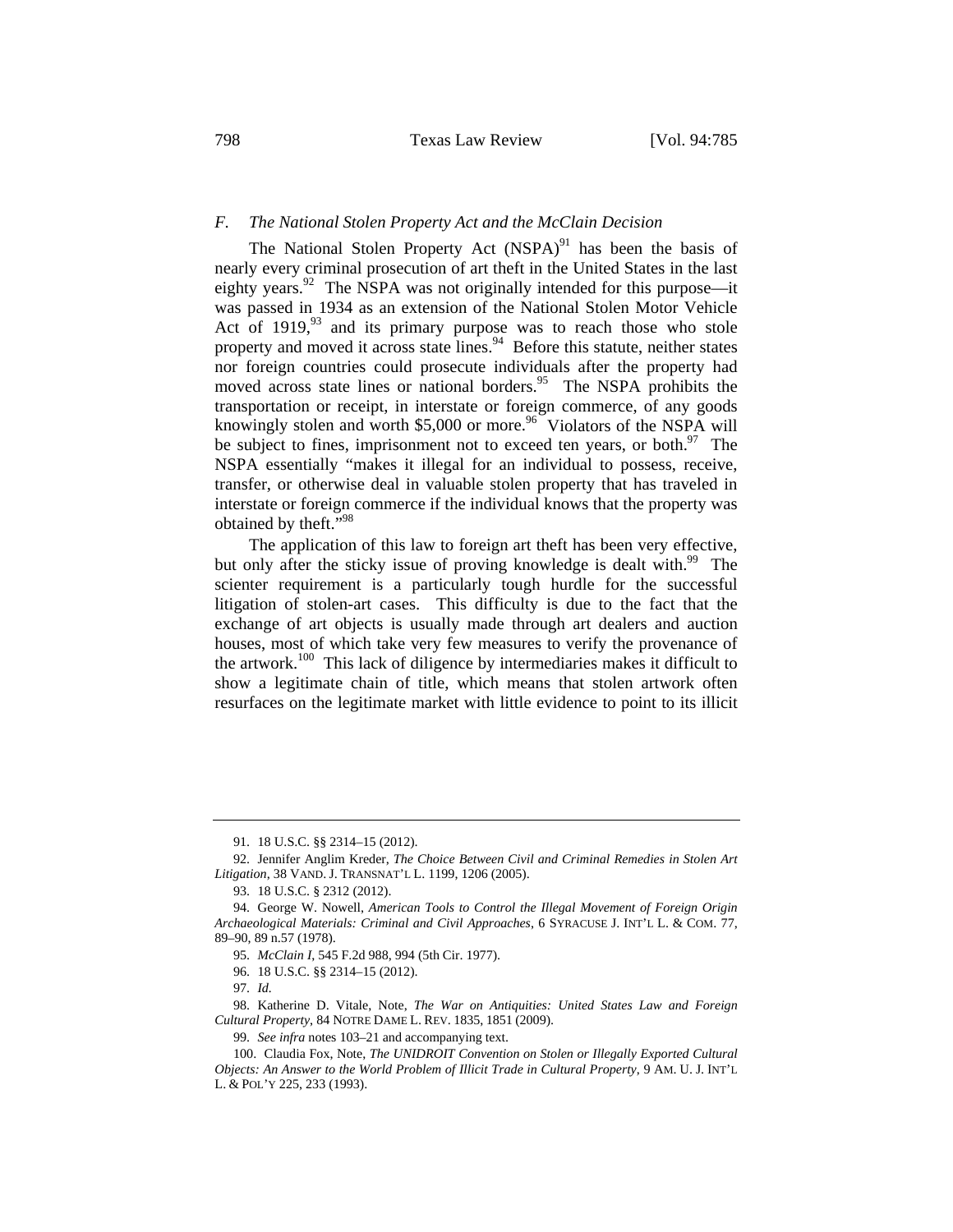### *F. The National Stolen Property Act and the McClain Decision*

The National Stolen Property Act (NSPA)[91] has been the basis of nearly every criminal prosecution of art theft in the United States in the last eighty years.[92] The NSPA was not originally intended for this purpose—it was passed in 1934 as an extension of the National Stolen Motor Vehicle Act of 1919,[93] and its primary purpose was to reach those who stole property and moved it across state lines.[94] Before this statute, neither states nor foreign countries could prosecute individuals after the property had moved across state lines or national borders.[95] The NSPA prohibits the transportation or receipt, in interstate or foreign commerce, of any goods knowingly stolen and worth $5,000 or more.[96] Violators of the NSPA will be subject to fines, imprisonment not to exceed ten years, or both.[97] The NSPA essentially "makes it illegal for an individual to possess, receive, transfer, or otherwise deal in valuable stolen property that has traveled in interstate or foreign commerce if the individual knows that the property was obtained by theft."[98]

The application of this law to foreign art theft has been very effective, but only after the sticky issue of proving knowledge is dealt with.[99] The scienter requirement is a particularly tough hurdle for the successful litigation of stolen-art cases. This difficulty is due to the fact that the exchange of art objects is usually made through art dealers and auction houses, most of which take very few measures to verify the provenance of the artwork.[100] This lack of diligence by intermediaries makes it difficult to show a legitimate chain of title, which means that stolen artwork often resurfaces on the legitimate market with little evidence to point to its illicit

---

91. 18 U.S.C. §§ 2314–15 (2012).

92. Jennifer Anglim Kreder, *The Choice Between Civil and Criminal Remedies in Stolen Art Litigation*, 38 VAND. J. TRANSNAT'L L. 1199, 1206 (2005).

93. 18 U.S.C. § 2312 (2012).

94. George W. Nowell, *American Tools to Control the Illegal Movement of Foreign Origin Archaeological Materials: Criminal and Civil Approaches*, 6 SYRACUSE J. INT'L L. & COM. 77, 89–90, 89 n.57 (1978).

95. *McClain I*, 545 F.2d 988, 994 (5th Cir. 1977).

96. 18 U.S.C. §§ 2314–15 (2012).

97. *Id.*

98. Katherine D. Vitale, Note, *The War on Antiquities: United States Law and Foreign Cultural Property*, 84 NOTRE DAME L. REV. 1835, 1851 (2009).

99. *See infra* notes 103–21 and accompanying text.

100. Claudia Fox, Note, *The UNIDROIT Convention on Stolen or Illegally Exported Cultural Objects: An Answer to the World Problem of Illicit Trade in Cultural Property*, 9 AM. U. J. INT'L L. & POL'Y 225, 233 (1993).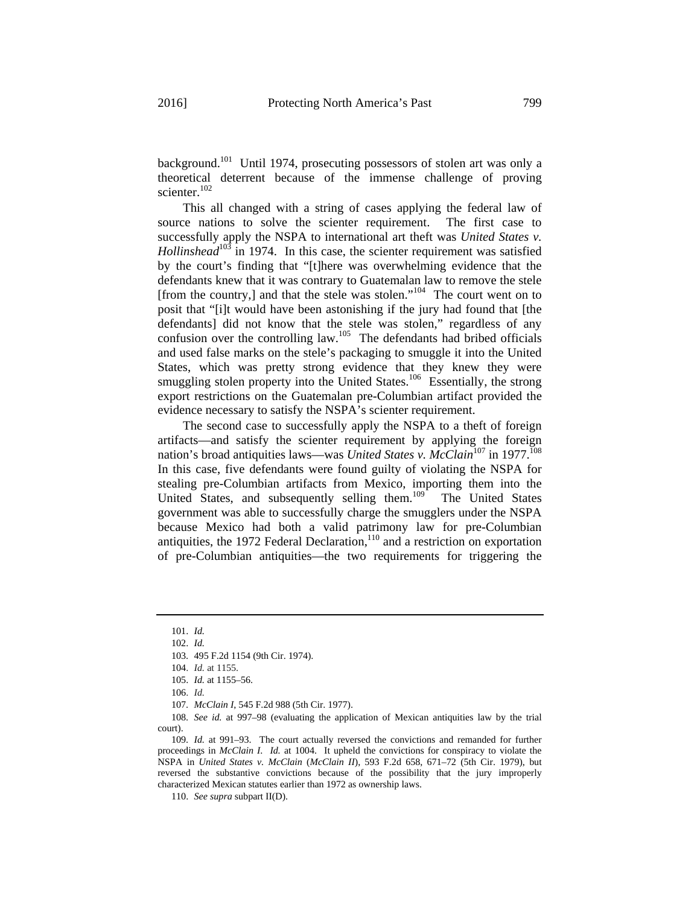background.[101] Until 1974, prosecuting possessors of stolen art was only a theoretical deterrent because of the immense challenge of proving scienter.[102]

This all changed with a string of cases applying the federal law of source nations to solve the scienter requirement. The first case to successfully apply the NSPA to international art theft was *United States v. Hollinshead*[103] in 1974. In this case, the scienter requirement was satisfied by the court's finding that "[t]here was overwhelming evidence that the defendants knew that it was contrary to Guatemalan law to remove the stele [from the country,] and that the stele was stolen."[104] The court went on to posit that "[i]t would have been astonishing if the jury had found that [the defendants] did not know that the stele was stolen," regardless of any confusion over the controlling law.[105] The defendants had bribed officials and used false marks on the stele's packaging to smuggle it into the United States, which was pretty strong evidence that they knew they were smuggling stolen property into the United States.[106] Essentially, the strong export restrictions on the Guatemalan pre-Columbian artifact provided the evidence necessary to satisfy the NSPA's scienter requirement.

The second case to successfully apply the NSPA to a theft of foreign artifacts—and satisfy the scienter requirement by applying the foreign nation's broad antiquities laws—was *United States v. McClain*[107] in 1977.[108] In this case, five defendants were found guilty of violating the NSPA for stealing pre-Columbian artifacts from Mexico, importing them into the United States, and subsequently selling them.[109] The United States government was able to successfully charge the smugglers under the NSPA because Mexico had both a valid patrimony law for pre-Columbian antiquities, the 1972 Federal Declaration,[110] and a restriction on exportation of pre-Columbian antiquities—the two requirements for triggering the

---

101. *Id.*

102. *Id.*

103. 495 F.2d 1154 (9th Cir. 1974).

104. *Id.* at 1155.

105. *Id.* at 1155–56.

106. *Id.*

107. *McClain I*, 545 F.2d 988 (5th Cir. 1977).

108. *See id.* at 997–98 (evaluating the application of Mexican antiquities law by the trial court).

109. *Id.* at 991–93. The court actually reversed the convictions and remanded for further proceedings in *McClain I*. *Id.* at 1004. It upheld the convictions for conspiracy to violate the NSPA in *United States v. McClain* (*McClain II*), 593 F.2d 658, 671–72 (5th Cir. 1979), but reversed the substantive convictions because of the possibility that the jury improperly characterized Mexican statutes earlier than 1972 as ownership laws.

110. *See supra* subpart II(D).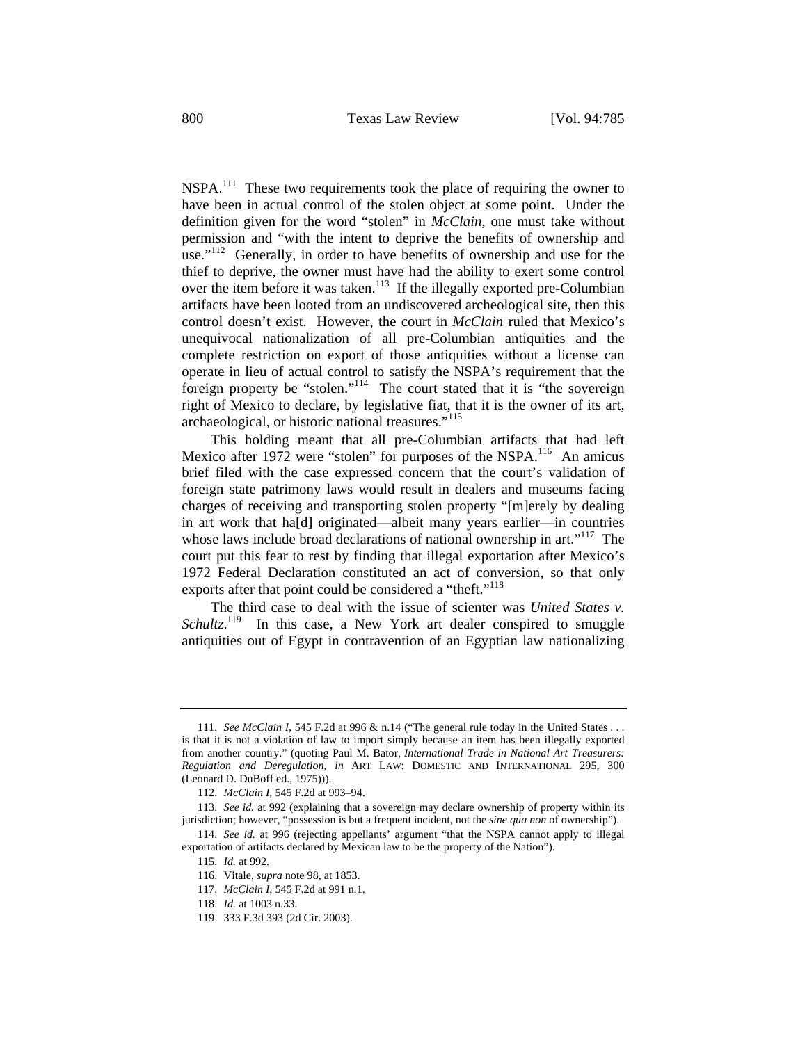NSPA.[111] These two requirements took the place of requiring the owner to have been in actual control of the stolen object at some point. Under the definition given for the word "stolen" in *McClain*, one must take without permission and "with the intent to deprive the benefits of ownership and use."[112] Generally, in order to have benefits of ownership and use for the thief to deprive, the owner must have had the ability to exert some control over the item before it was taken.[113] If the illegally exported pre-Columbian artifacts have been looted from an undiscovered archeological site, then this control doesn't exist. However, the court in *McClain* ruled that Mexico's unequivocal nationalization of all pre-Columbian antiquities and the complete restriction on export of those antiquities without a license can operate in lieu of actual control to satisfy the NSPA's requirement that the foreign property be "stolen."[114] The court stated that it is "the sovereign right of Mexico to declare, by legislative fiat, that it is the owner of its art, archaeological, or historic national treasures."[115]

This holding meant that all pre-Columbian artifacts that had left Mexico after 1972 were "stolen" for purposes of the NSPA.[116] An amicus brief filed with the case expressed concern that the court's validation of foreign state patrimony laws would result in dealers and museums facing charges of receiving and transporting stolen property "[m]erely by dealing in art work that ha[d] originated—albeit many years earlier—in countries whose laws include broad declarations of national ownership in art."[117] The court put this fear to rest by finding that illegal exportation after Mexico's 1972 Federal Declaration constituted an act of conversion, so that only exports after that point could be considered a "theft."[118]

The third case to deal with the issue of scienter was *United States v. Schultz*.[119] In this case, a New York art dealer conspired to smuggle antiquities out of Egypt in contravention of an Egyptian law nationalizing

---

111. *See McClain I*, 545 F.2d at 996 & n.14 ("The general rule today in the United States . . . is that it is not a violation of law to import simply because an item has been illegally exported from another country." (quoting Paul M. Bator, *International Trade in National Art Treasurers: Regulation and Deregulation*, *in* ART LAW: DOMESTIC AND INTERNATIONAL 295, 300 (Leonard D. DuBoff ed., 1975))).

112. *McClain I*, 545 F.2d at 993–94.

113. *See id.* at 992 (explaining that a sovereign may declare ownership of property within its jurisdiction; however, "possession is but a frequent incident, not the *sine qua non* of ownership").

114. *See id.* at 996 (rejecting appellants' argument "that the NSPA cannot apply to illegal exportation of artifacts declared by Mexican law to be the property of the Nation").

115. *Id.* at 992.

116. Vitale, *supra* note 98, at 1853.

117. *McClain I*, 545 F.2d at 991 n.1.

118. *Id.* at 1003 n.33.

119. 333 F.3d 393 (2d Cir. 2003).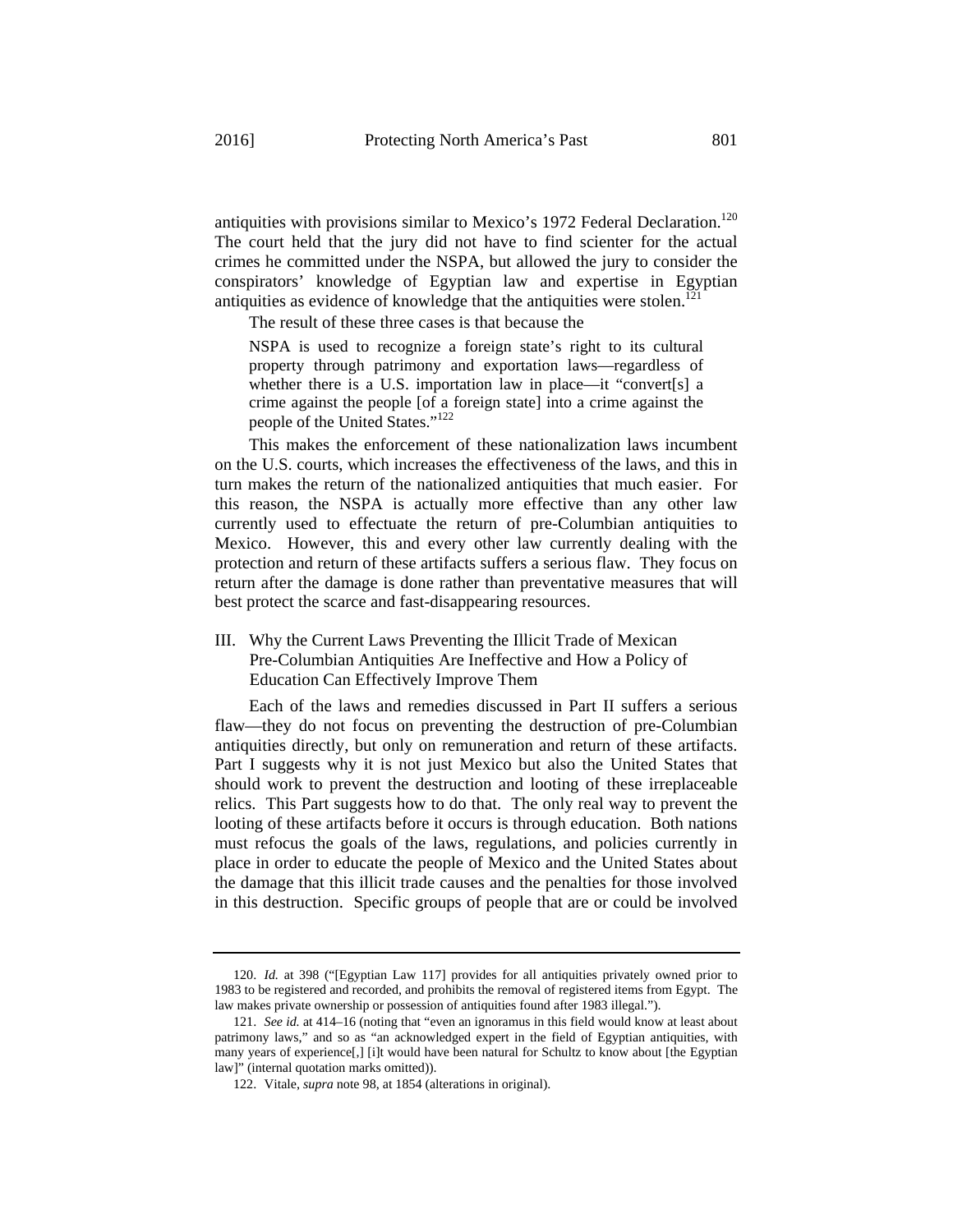antiquities with provisions similar to Mexico's 1972 Federal Declaration.[120] The court held that the jury did not have to find scienter for the actual crimes he committed under the NSPA, but allowed the jury to consider the conspirators' knowledge of Egyptian law and expertise in Egyptian antiquities as evidence of knowledge that the antiquities were stolen.[121]

The result of these three cases is that because the

> NSPA is used to recognize a foreign state's right to its cultural property through patrimony and exportation laws—regardless of whether there is a U.S. importation law in place—it "convert[s] a crime against the people [of a foreign state] into a crime against the people of the United States."[122]

This makes the enforcement of these nationalization laws incumbent on the U.S. courts, which increases the effectiveness of the laws, and this in turn makes the return of the nationalized antiquities that much easier. For this reason, the NSPA is actually more effective than any other law currently used to effectuate the return of pre-Columbian antiquities to Mexico. However, this and every other law currently dealing with the protection and return of these artifacts suffers a serious flaw. They focus on return after the damage is done rather than preventative measures that will best protect the scarce and fast-disappearing resources.

## III. Why the Current Laws Preventing the Illicit Trade of Mexican Pre-Columbian Antiquities Are Ineffective and How a Policy of Education Can Effectively Improve Them

Each of the laws and remedies discussed in Part II suffers a serious flaw—they do not focus on preventing the destruction of pre-Columbian antiquities directly, but only on remuneration and return of these artifacts. Part I suggests why it is not just Mexico but also the United States that should work to prevent the destruction and looting of these irreplaceable relics. This Part suggests how to do that. The only real way to prevent the looting of these artifacts before it occurs is through education. Both nations must refocus the goals of the laws, regulations, and policies currently in place in order to educate the people of Mexico and the United States about the damage that this illicit trade causes and the penalties for those involved in this destruction. Specific groups of people that are or could be involved

---

120. *Id.* at 398 ("[Egyptian Law 117] provides for all antiquities privately owned prior to 1983 to be registered and recorded, and prohibits the removal of registered items from Egypt. The law makes private ownership or possession of antiquities found after 1983 illegal.").

121. *See id.* at 414–16 (noting that "even an ignoramus in this field would know at least about patrimony laws," and so as "an acknowledged expert in the field of Egyptian antiquities, with many years of experience[,] [i]t would have been natural for Schultz to know about [the Egyptian law]" (internal quotation marks omitted)).

122. Vitale, *supra* note 98, at 1854 (alterations in original).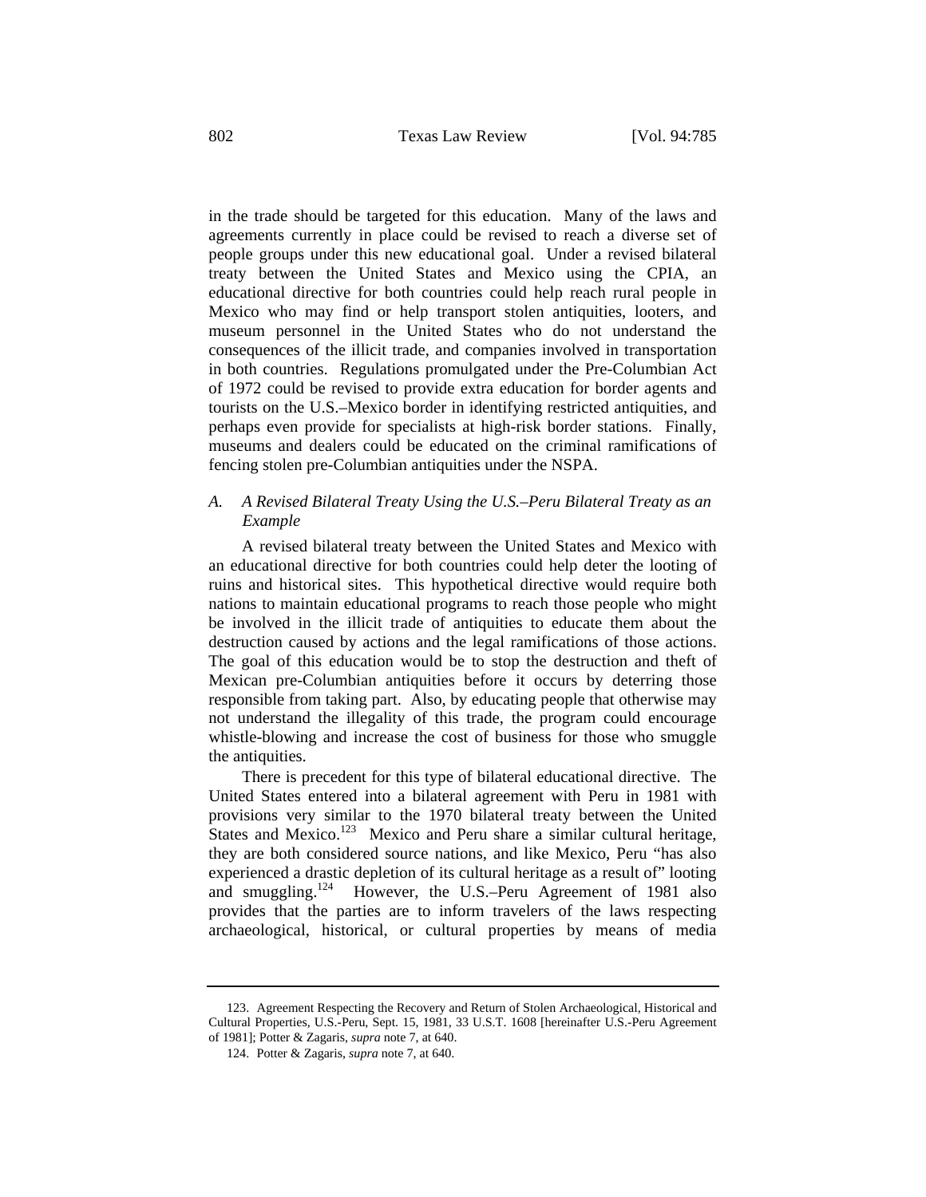in the trade should be targeted for this education. Many of the laws and agreements currently in place could be revised to reach a diverse set of people groups under this new educational goal. Under a revised bilateral treaty between the United States and Mexico using the CPIA, an educational directive for both countries could help reach rural people in Mexico who may find or help transport stolen antiquities, looters, and museum personnel in the United States who do not understand the consequences of the illicit trade, and companies involved in transportation in both countries. Regulations promulgated under the Pre-Columbian Act of 1972 could be revised to provide extra education for border agents and tourists on the U.S.–Mexico border in identifying restricted antiquities, and perhaps even provide for specialists at high-risk border stations. Finally, museums and dealers could be educated on the criminal ramifications of fencing stolen pre-Columbian antiquities under the NSPA.

### *A. A Revised Bilateral Treaty Using the U.S.–Peru Bilateral Treaty as an Example*

A revised bilateral treaty between the United States and Mexico with an educational directive for both countries could help deter the looting of ruins and historical sites. This hypothetical directive would require both nations to maintain educational programs to reach those people who might be involved in the illicit trade of antiquities to educate them about the destruction caused by actions and the legal ramifications of those actions. The goal of this education would be to stop the destruction and theft of Mexican pre-Columbian antiquities before it occurs by deterring those responsible from taking part. Also, by educating people that otherwise may not understand the illegality of this trade, the program could encourage whistle-blowing and increase the cost of business for those who smuggle the antiquities.

There is precedent for this type of bilateral educational directive. The United States entered into a bilateral agreement with Peru in 1981 with provisions very similar to the 1970 bilateral treaty between the United States and Mexico.[123] Mexico and Peru share a similar cultural heritage, they are both considered source nations, and like Mexico, Peru "has also experienced a drastic depletion of its cultural heritage as a result of" looting and smuggling.[124] However, the U.S.–Peru Agreement of 1981 also provides that the parties are to inform travelers of the laws respecting archaeological, historical, or cultural properties by means of media

---

123. Agreement Respecting the Recovery and Return of Stolen Archaeological, Historical and Cultural Properties, U.S.-Peru, Sept. 15, 1981, 33 U.S.T. 1608 [hereinafter U.S.-Peru Agreement of 1981]; Potter & Zagaris, *supra* note 7, at 640.

124. Potter & Zagaris, *supra* note 7, at 640.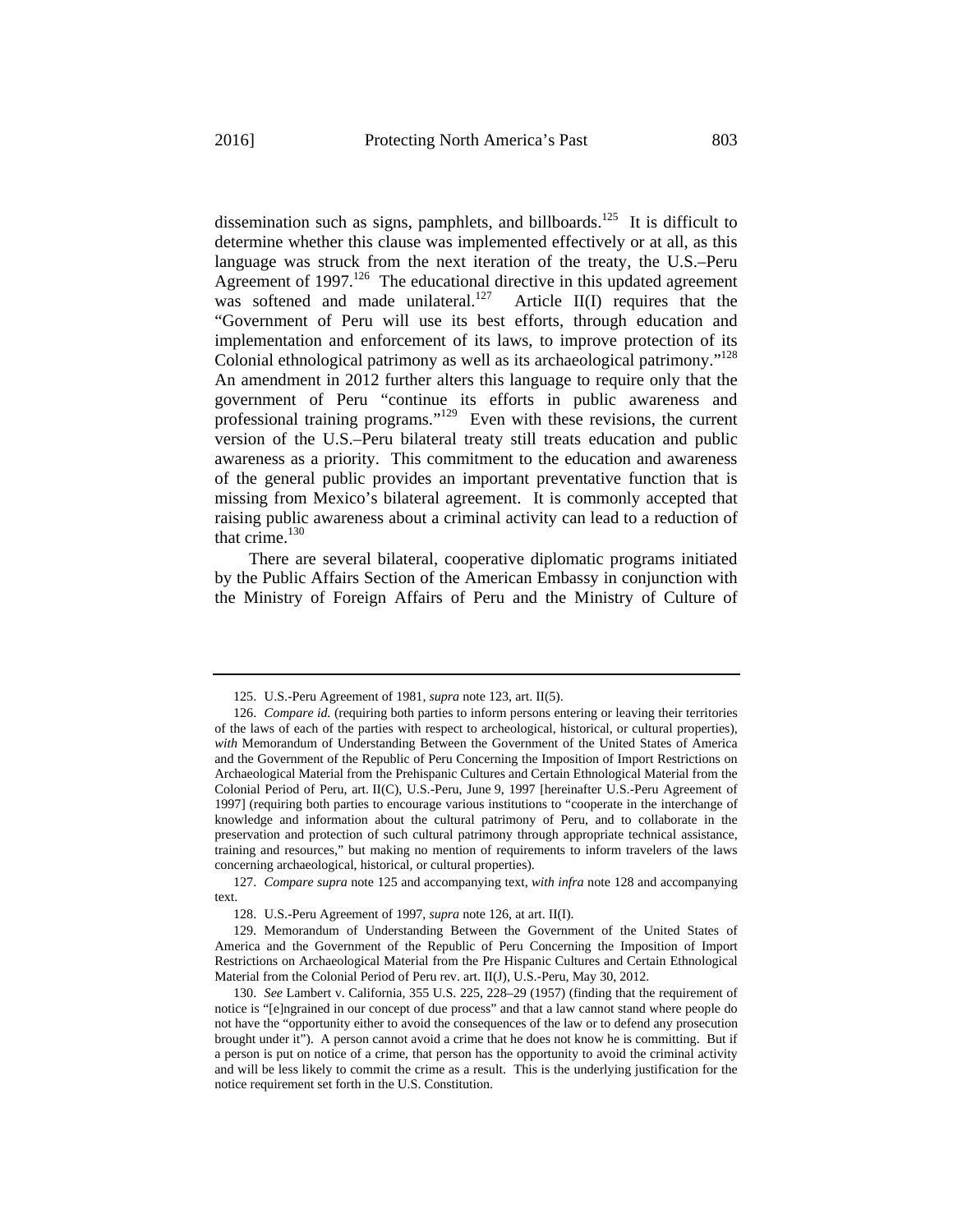dissemination such as signs, pamphlets, and billboards.[125] It is difficult to determine whether this clause was implemented effectively or at all, as this language was struck from the next iteration of the treaty, the U.S.–Peru Agreement of 1997.[126] The educational directive in this updated agreement was softened and made unilateral.[127] Article II(I) requires that the "Government of Peru will use its best efforts, through education and implementation and enforcement of its laws, to improve protection of its Colonial ethnological patrimony as well as its archaeological patrimony."[128] An amendment in 2012 further alters this language to require only that the government of Peru "continue its efforts in public awareness and professional training programs."[129] Even with these revisions, the current version of the U.S.–Peru bilateral treaty still treats education and public awareness as a priority. This commitment to the education and awareness of the general public provides an important preventative function that is missing from Mexico's bilateral agreement. It is commonly accepted that raising public awareness about a criminal activity can lead to a reduction of that crime.[130]

There are several bilateral, cooperative diplomatic programs initiated by the Public Affairs Section of the American Embassy in conjunction with the Ministry of Foreign Affairs of Peru and the Ministry of Culture of

---

125. U.S.-Peru Agreement of 1981, *supra* note 123, art. II(5).

126. *Compare id.* (requiring both parties to inform persons entering or leaving their territories of the laws of each of the parties with respect to archeological, historical, or cultural properties), *with* Memorandum of Understanding Between the Government of the United States of America and the Government of the Republic of Peru Concerning the Imposition of Import Restrictions on Archaeological Material from the Prehispanic Cultures and Certain Ethnological Material from the Colonial Period of Peru, art. II(C), U.S.-Peru, June 9, 1997 [hereinafter U.S.-Peru Agreement of 1997] (requiring both parties to encourage various institutions to "cooperate in the interchange of knowledge and information about the cultural patrimony of Peru, and to collaborate in the preservation and protection of such cultural patrimony through appropriate technical assistance, training and resources," but making no mention of requirements to inform travelers of the laws concerning archaeological, historical, or cultural properties).

127. *Compare supra* note 125 and accompanying text, *with infra* note 128 and accompanying text.

128. U.S.-Peru Agreement of 1997, *supra* note 126, at art. II(I).

129. Memorandum of Understanding Between the Government of the United States of America and the Government of the Republic of Peru Concerning the Imposition of Import Restrictions on Archaeological Material from the Pre Hispanic Cultures and Certain Ethnological Material from the Colonial Period of Peru rev. art. II(J), U.S.-Peru, May 30, 2012.

130. *See* Lambert v. California, 355 U.S. 225, 228–29 (1957) (finding that the requirement of notice is "[e]ngrained in our concept of due process" and that a law cannot stand where people do not have the "opportunity either to avoid the consequences of the law or to defend any prosecution brought under it"). A person cannot avoid a crime that he does not know he is committing. But if a person is put on notice of a crime, that person has the opportunity to avoid the criminal activity and will be less likely to commit the crime as a result. This is the underlying justification for the notice requirement set forth in the U.S. Constitution.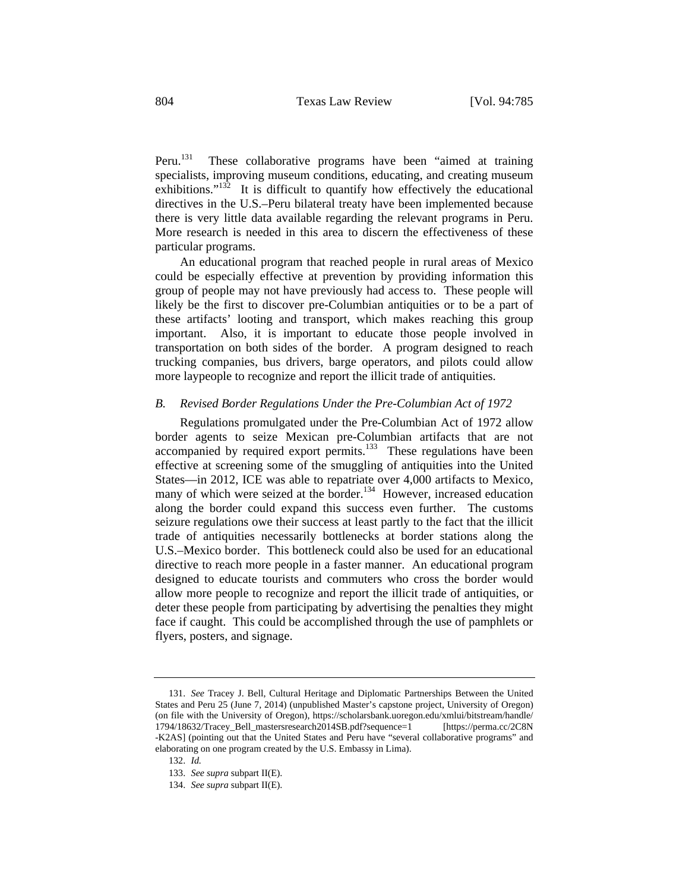Peru.[131] These collaborative programs have been "aimed at training specialists, improving museum conditions, educating, and creating museum exhibitions."[132] It is difficult to quantify how effectively the educational directives in the U.S.–Peru bilateral treaty have been implemented because there is very little data available regarding the relevant programs in Peru. More research is needed in this area to discern the effectiveness of these particular programs.

An educational program that reached people in rural areas of Mexico could be especially effective at prevention by providing information this group of people may not have previously had access to. These people will likely be the first to discover pre-Columbian antiquities or to be a part of these artifacts' looting and transport, which makes reaching this group important. Also, it is important to educate those people involved in transportation on both sides of the border. A program designed to reach trucking companies, bus drivers, barge operators, and pilots could allow more laypeople to recognize and report the illicit trade of antiquities.

### *B. Revised Border Regulations Under the Pre-Columbian Act of 1972*

Regulations promulgated under the Pre-Columbian Act of 1972 allow border agents to seize Mexican pre-Columbian artifacts that are not accompanied by required export permits.[133] These regulations have been effective at screening some of the smuggling of antiquities into the United States—in 2012, ICE was able to repatriate over 4,000 artifacts to Mexico, many of which were seized at the border.[134] However, increased education along the border could expand this success even further. The customs seizure regulations owe their success at least partly to the fact that the illicit trade of antiquities necessarily bottlenecks at border stations along the U.S.–Mexico border. This bottleneck could also be used for an educational directive to reach more people in a faster manner. An educational program designed to educate tourists and commuters who cross the border would allow more people to recognize and report the illicit trade of antiquities, or deter these people from participating by advertising the penalties they might face if caught. This could be accomplished through the use of pamphlets or flyers, posters, and signage.

---

131. *See* Tracey J. Bell, Cultural Heritage and Diplomatic Partnerships Between the United States and Peru 25 (June 7, 2014) (unpublished Master's capstone project, University of Oregon) (on file with the University of Oregon), https://scholarsbank.uoregon.edu/xmlui/bitstream/handle/1794/18632/Tracey_Bell_mastersresearch2014SB.pdf?sequence=1 [https://perma.cc/2C8N-K2AS] (pointing out that the United States and Peru have "several collaborative programs" and elaborating on one program created by the U.S. Embassy in Lima).

132. *Id.*

133. *See supra* subpart II(E).

134. *See supra* subpart II(E).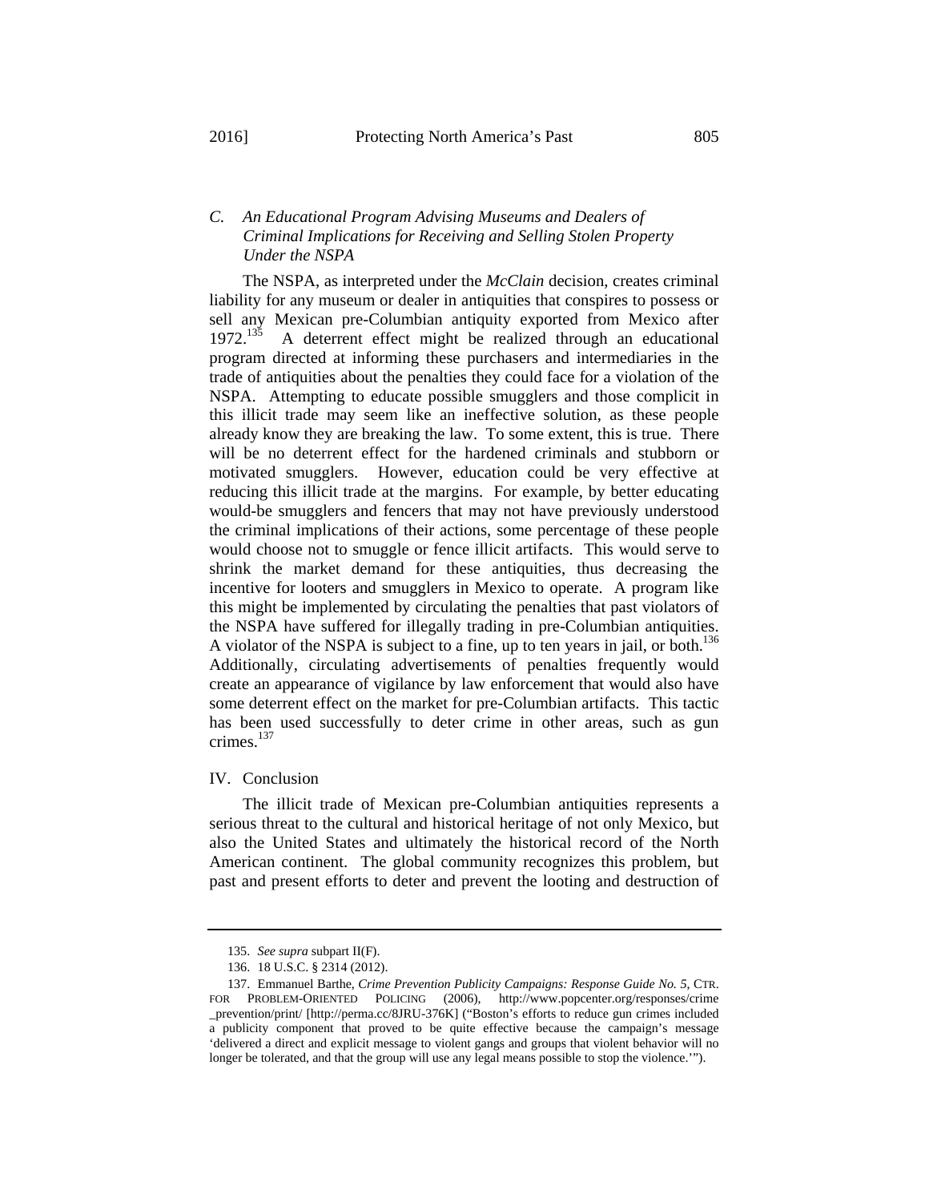### C. *An Educational Program Advising Museums and Dealers of Criminal Implications for Receiving and Selling Stolen Property Under the NSPA*

The NSPA, as interpreted under the *McClain* decision, creates criminal liability for any museum or dealer in antiquities that conspires to possess or sell any Mexican pre-Columbian antiquity exported from Mexico after 1972.[135] A deterrent effect might be realized through an educational program directed at informing these purchasers and intermediaries in the trade of antiquities about the penalties they could face for a violation of the NSPA. Attempting to educate possible smugglers and those complicit in this illicit trade may seem like an ineffective solution, as these people already know they are breaking the law. To some extent, this is true. There will be no deterrent effect for the hardened criminals and stubborn or motivated smugglers. However, education could be very effective at reducing this illicit trade at the margins. For example, by better educating would-be smugglers and fencers that may not have previously understood the criminal implications of their actions, some percentage of these people would choose not to smuggle or fence illicit artifacts. This would serve to shrink the market demand for these antiquities, thus decreasing the incentive for looters and smugglers in Mexico to operate. A program like this might be implemented by circulating the penalties that past violators of the NSPA have suffered for illegally trading in pre-Columbian antiquities. A violator of the NSPA is subject to a fine, up to ten years in jail, or both.[136] Additionally, circulating advertisements of penalties frequently would create an appearance of vigilance by law enforcement that would also have some deterrent effect on the market for pre-Columbian artifacts. This tactic has been used successfully to deter crime in other areas, such as gun crimes.[137]

## IV. Conclusion

The illicit trade of Mexican pre-Columbian antiquities represents a serious threat to the cultural and historical heritage of not only Mexico, but also the United States and ultimately the historical record of the North American continent. The global community recognizes this problem, but past and present efforts to deter and prevent the looting and destruction of

---

135. *See supra* subpart II(F).

136. 18 U.S.C. § 2314 (2012).

137. Emmanuel Barthe, *Crime Prevention Publicity Campaigns: Response Guide No. 5*, CTR. FOR PROBLEM-ORIENTED POLICING (2006), http://www.popcenter.org/responses/crime_prevention/print/ [http://perma.cc/8JRU-376K] ("Boston's efforts to reduce gun crimes included a publicity component that proved to be quite effective because the campaign's message 'delivered a direct and explicit message to violent gangs and groups that violent behavior will no longer be tolerated, and that the group will use any legal means possible to stop the violence.'").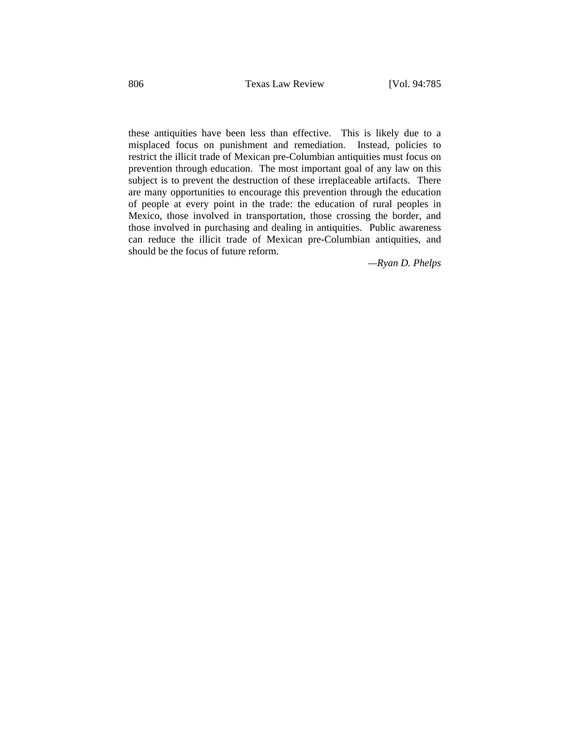these antiquities have been less than effective. This is likely due to a misplaced focus on punishment and remediation. Instead, policies to restrict the illicit trade of Mexican pre-Columbian antiquities must focus on prevention through education. The most important goal of any law on this subject is to prevent the destruction of these irreplaceable artifacts. There are many opportunities to encourage this prevention through the education of people at every point in the trade: the education of rural peoples in Mexico, those involved in transportation, those crossing the border, and those involved in purchasing and dealing in antiquities. Public awareness can reduce the illicit trade of Mexican pre-Columbian antiquities, and should be the focus of future reform.

*—Ryan D. Phelps*